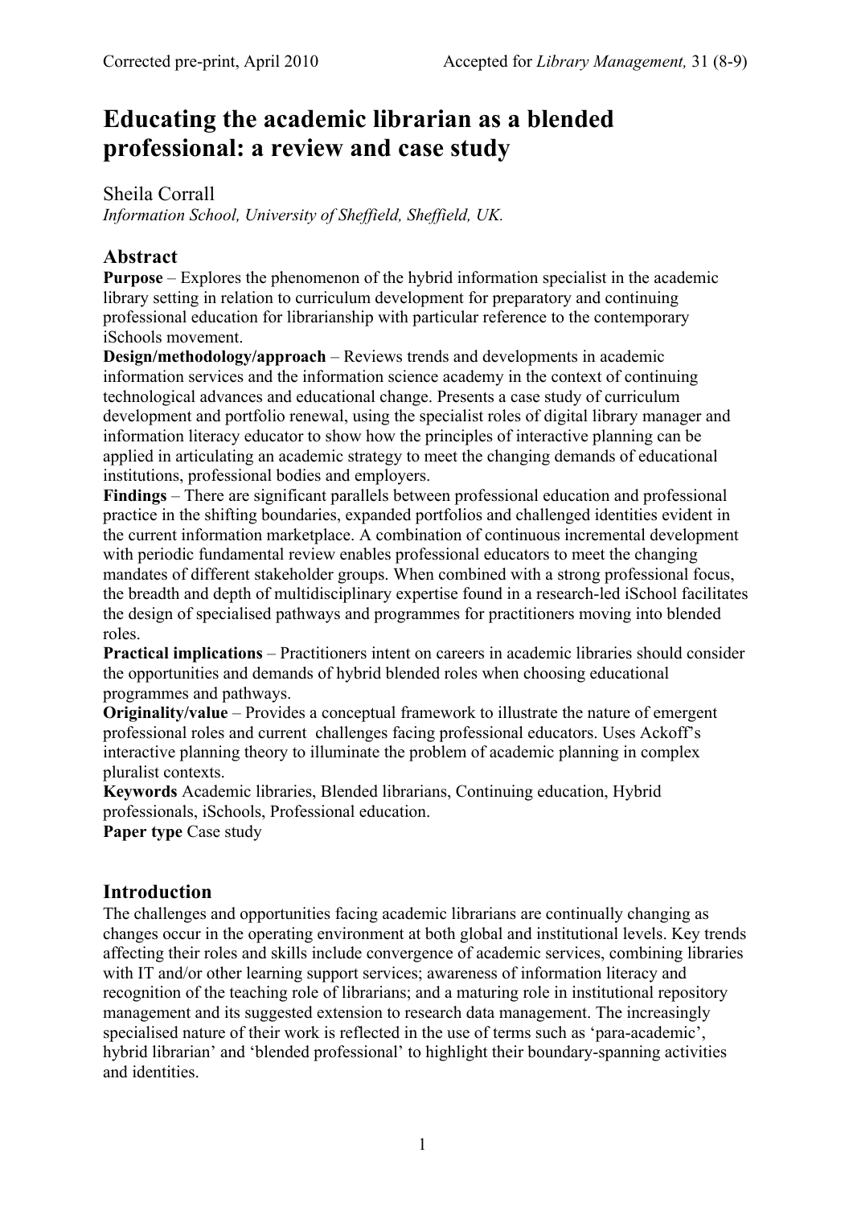Corrected pre-print, April 2010 Accepted for *Library Management,* 31 (8-9)

# Educating the academic librarian as a blended professional: a review and case study

Sheila Corrall
*Information School, University of Sheffield, Sheffield, UK.*

## Abstract

**Purpose** – Explores the phenomenon of the hybrid information specialist in the academic library setting in relation to curriculum development for preparatory and continuing professional education for librarianship with particular reference to the contemporary iSchools movement.

**Design/methodology/approach** – Reviews trends and developments in academic information services and the information science academy in the context of continuing technological advances and educational change. Presents a case study of curriculum development and portfolio renewal, using the specialist roles of digital library manager and information literacy educator to show how the principles of interactive planning can be applied in articulating an academic strategy to meet the changing demands of educational institutions, professional bodies and employers.

**Findings** – There are significant parallels between professional education and professional practice in the shifting boundaries, expanded portfolios and challenged identities evident in the current information marketplace. A combination of continuous incremental development with periodic fundamental review enables professional educators to meet the changing mandates of different stakeholder groups. When combined with a strong professional focus, the breadth and depth of multidisciplinary expertise found in a research-led iSchool facilitates the design of specialised pathways and programmes for practitioners moving into blended roles.

**Practical implications** – Practitioners intent on careers in academic libraries should consider the opportunities and demands of hybrid blended roles when choosing educational programmes and pathways.

**Originality/value** – Provides a conceptual framework to illustrate the nature of emergent professional roles and current challenges facing professional educators. Uses Ackoff's interactive planning theory to illuminate the problem of academic planning in complex pluralist contexts.

**Keywords** Academic libraries, Blended librarians, Continuing education, Hybrid professionals, iSchools, Professional education.

**Paper type** Case study

## Introduction

The challenges and opportunities facing academic librarians are continually changing as changes occur in the operating environment at both global and institutional levels. Key trends affecting their roles and skills include convergence of academic services, combining libraries with IT and/or other learning support services; awareness of information literacy and recognition of the teaching role of librarians; and a maturing role in institutional repository management and its suggested extension to research data management. The increasingly specialised nature of their work is reflected in the use of terms such as 'para-academic', hybrid librarian' and 'blended professional' to highlight their boundary-spanning activities and identities.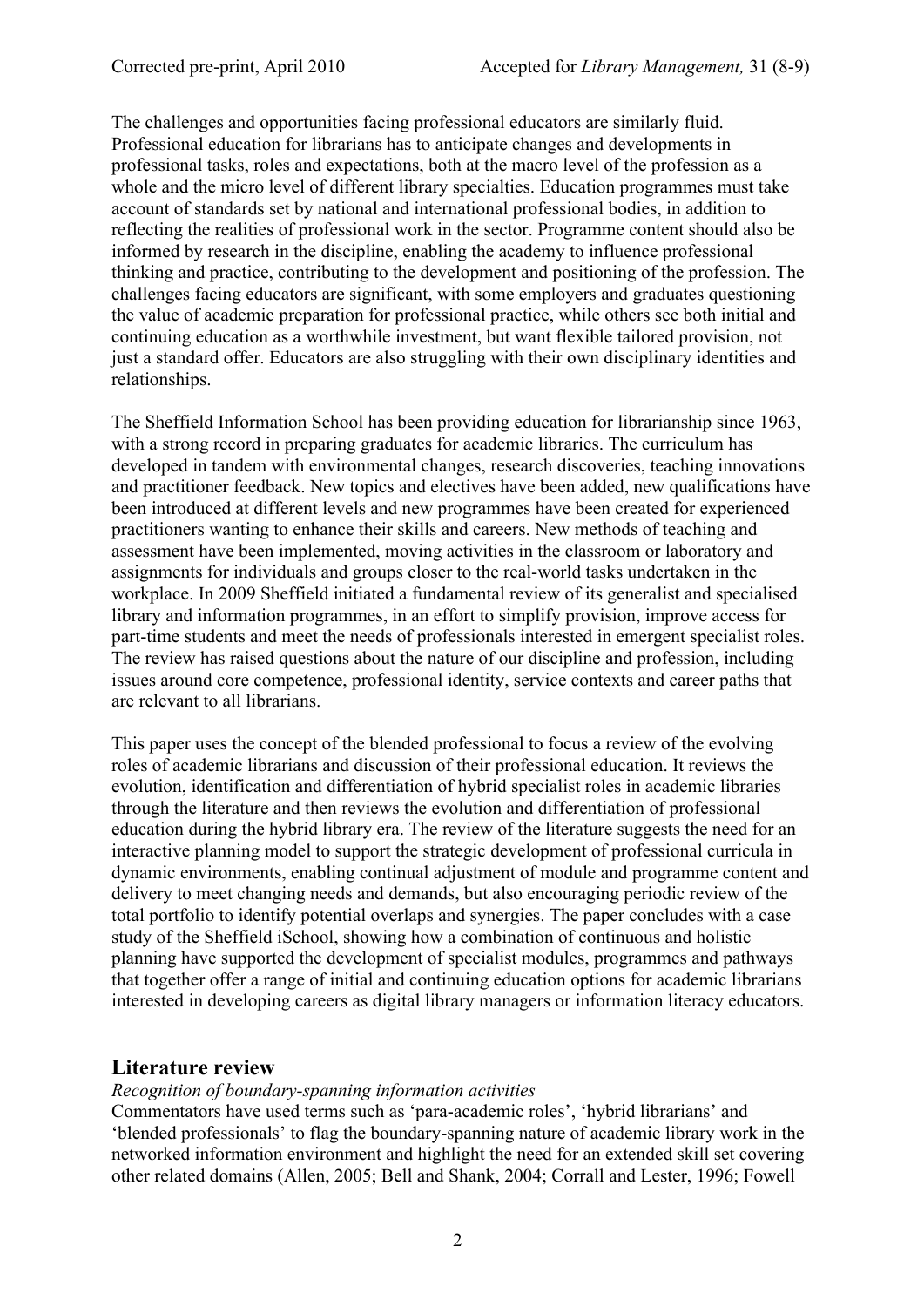The challenges and opportunities facing professional educators are similarly fluid. Professional education for librarians has to anticipate changes and developments in professional tasks, roles and expectations, both at the macro level of the profession as a whole and the micro level of different library specialties. Education programmes must take account of standards set by national and international professional bodies, in addition to reflecting the realities of professional work in the sector. Programme content should also be informed by research in the discipline, enabling the academy to influence professional thinking and practice, contributing to the development and positioning of the profession. The challenges facing educators are significant, with some employers and graduates questioning the value of academic preparation for professional practice, while others see both initial and continuing education as a worthwhile investment, but want flexible tailored provision, not just a standard offer. Educators are also struggling with their own disciplinary identities and relationships.

The Sheffield Information School has been providing education for librarianship since 1963, with a strong record in preparing graduates for academic libraries. The curriculum has developed in tandem with environmental changes, research discoveries, teaching innovations and practitioner feedback. New topics and electives have been added, new qualifications have been introduced at different levels and new programmes have been created for experienced practitioners wanting to enhance their skills and careers. New methods of teaching and assessment have been implemented, moving activities in the classroom or laboratory and assignments for individuals and groups closer to the real-world tasks undertaken in the workplace. In 2009 Sheffield initiated a fundamental review of its generalist and specialised library and information programmes, in an effort to simplify provision, improve access for part-time students and meet the needs of professionals interested in emergent specialist roles. The review has raised questions about the nature of our discipline and profession, including issues around core competence, professional identity, service contexts and career paths that are relevant to all librarians.

This paper uses the concept of the blended professional to focus a review of the evolving roles of academic librarians and discussion of their professional education. It reviews the evolution, identification and differentiation of hybrid specialist roles in academic libraries through the literature and then reviews the evolution and differentiation of professional education during the hybrid library era. The review of the literature suggests the need for an interactive planning model to support the strategic development of professional curricula in dynamic environments, enabling continual adjustment of module and programme content and delivery to meet changing needs and demands, but also encouraging periodic review of the total portfolio to identify potential overlaps and synergies. The paper concludes with a case study of the Sheffield iSchool, showing how a combination of continuous and holistic planning have supported the development of specialist modules, programmes and pathways that together offer a range of initial and continuing education options for academic librarians interested in developing careers as digital library managers or information literacy educators.

## Literature review

*Recognition of boundary-spanning information activities*

Commentators have used terms such as 'para-academic roles', 'hybrid librarians' and 'blended professionals' to flag the boundary-spanning nature of academic library work in the networked information environment and highlight the need for an extended skill set covering other related domains (Allen, 2005; Bell and Shank, 2004; Corrall and Lester, 1996; Fowell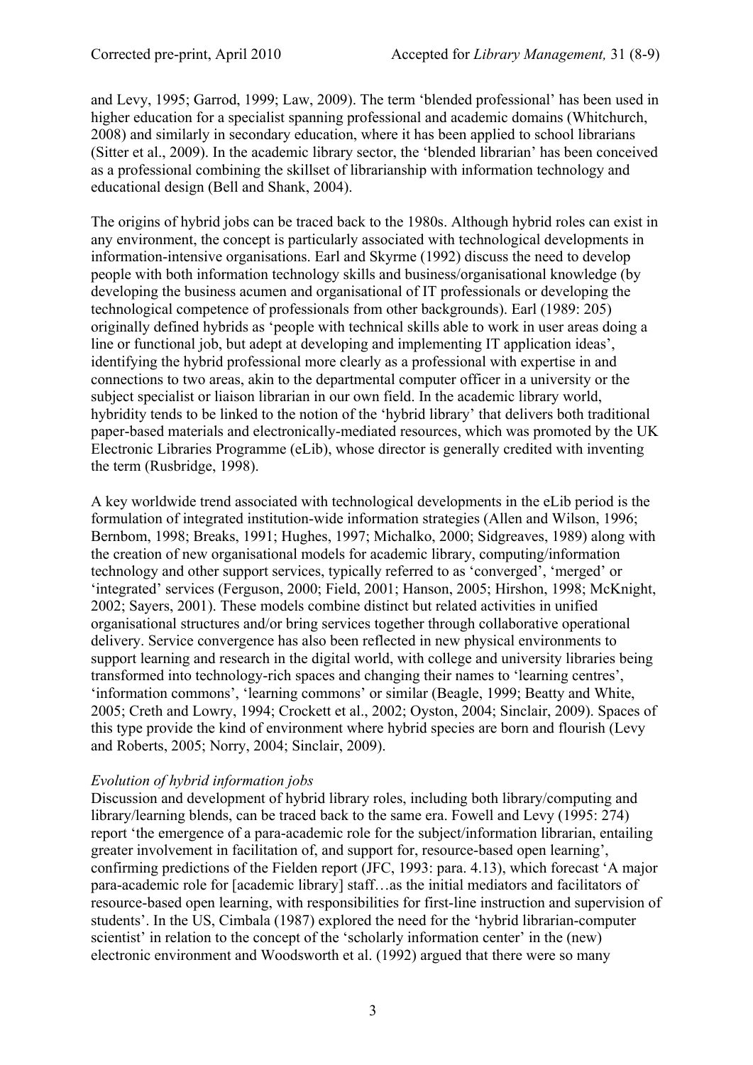and Levy, 1995; Garrod, 1999; Law, 2009). The term 'blended professional' has been used in higher education for a specialist spanning professional and academic domains (Whitchurch, 2008) and similarly in secondary education, where it has been applied to school librarians (Sitter et al., 2009). In the academic library sector, the 'blended librarian' has been conceived as a professional combining the skillset of librarianship with information technology and educational design (Bell and Shank, 2004).

The origins of hybrid jobs can be traced back to the 1980s. Although hybrid roles can exist in any environment, the concept is particularly associated with technological developments in information-intensive organisations. Earl and Skyrme (1992) discuss the need to develop people with both information technology skills and business/organisational knowledge (by developing the business acumen and organisational of IT professionals or developing the technological competence of professionals from other backgrounds). Earl (1989: 205) originally defined hybrids as 'people with technical skills able to work in user areas doing a line or functional job, but adept at developing and implementing IT application ideas', identifying the hybrid professional more clearly as a professional with expertise in and connections to two areas, akin to the departmental computer officer in a university or the subject specialist or liaison librarian in our own field. In the academic library world, hybridity tends to be linked to the notion of the 'hybrid library' that delivers both traditional paper-based materials and electronically-mediated resources, which was promoted by the UK Electronic Libraries Programme (eLib), whose director is generally credited with inventing the term (Rusbridge, 1998).

A key worldwide trend associated with technological developments in the eLib period is the formulation of integrated institution-wide information strategies (Allen and Wilson, 1996; Bernbom, 1998; Breaks, 1991; Hughes, 1997; Michalko, 2000; Sidgreaves, 1989) along with the creation of new organisational models for academic library, computing/information technology and other support services, typically referred to as 'converged', 'merged' or 'integrated' services (Ferguson, 2000; Field, 2001; Hanson, 2005; Hirshon, 1998; McKnight, 2002; Sayers, 2001). These models combine distinct but related activities in unified organisational structures and/or bring services together through collaborative operational delivery. Service convergence has also been reflected in new physical environments to support learning and research in the digital world, with college and university libraries being transformed into technology-rich spaces and changing their names to 'learning centres', 'information commons', 'learning commons' or similar (Beagle, 1999; Beatty and White, 2005; Creth and Lowry, 1994; Crockett et al., 2002; Oyston, 2004; Sinclair, 2009). Spaces of this type provide the kind of environment where hybrid species are born and flourish (Levy and Roberts, 2005; Norry, 2004; Sinclair, 2009).

*Evolution of hybrid information jobs*

Discussion and development of hybrid library roles, including both library/computing and library/learning blends, can be traced back to the same era. Fowell and Levy (1995: 274) report 'the emergence of a para-academic role for the subject/information librarian, entailing greater involvement in facilitation of, and support for, resource-based open learning', confirming predictions of the Fielden report (JFC, 1993: para. 4.13), which forecast 'A major para-academic role for [academic library] staff…as the initial mediators and facilitators of resource-based open learning, with responsibilities for first-line instruction and supervision of students'. In the US, Cimbala (1987) explored the need for the 'hybrid librarian-computer scientist' in relation to the concept of the 'scholarly information center' in the (new) electronic environment and Woodsworth et al. (1992) argued that there were so many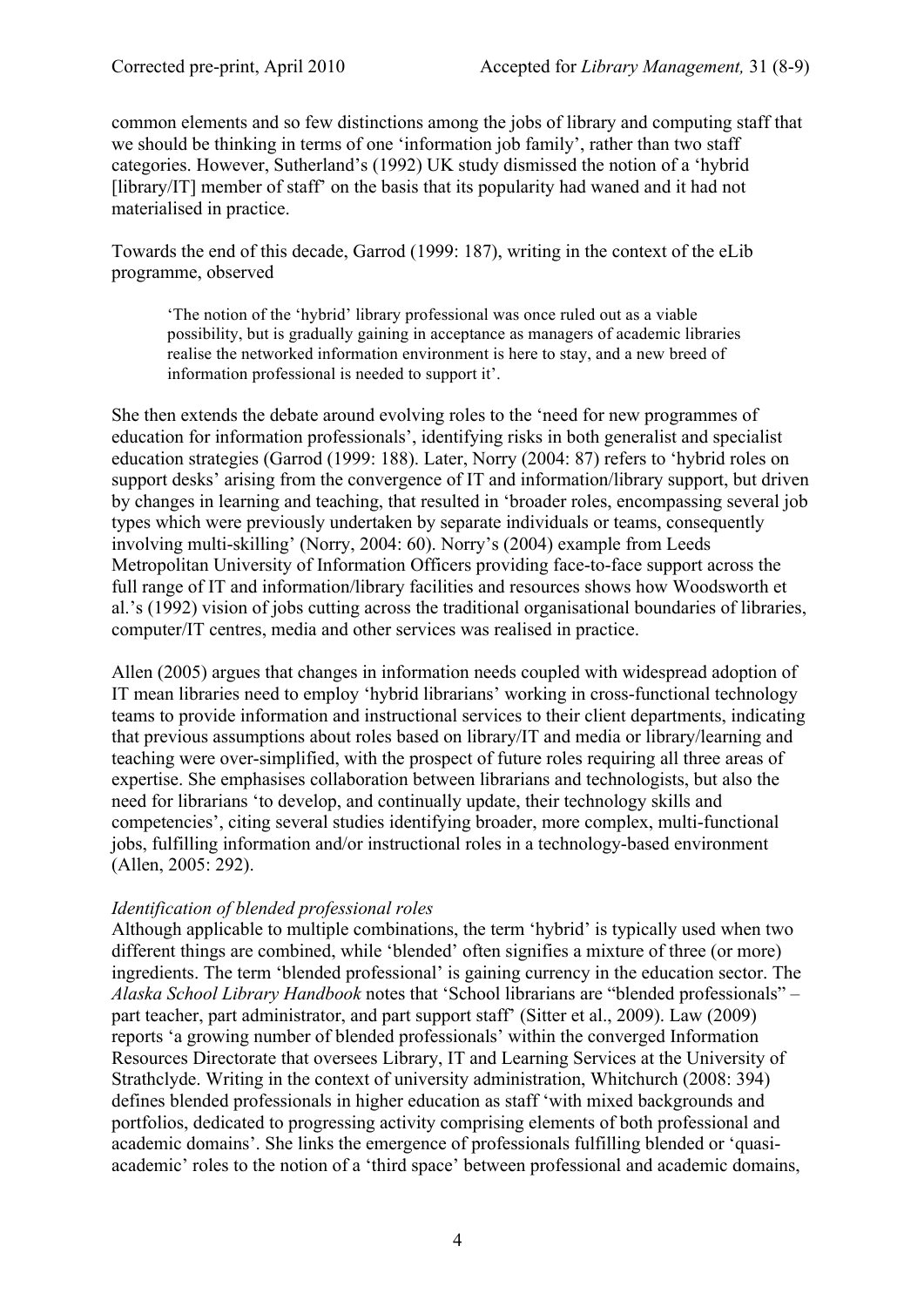common elements and so few distinctions among the jobs of library and computing staff that we should be thinking in terms of one 'information job family', rather than two staff categories. However, Sutherland's (1992) UK study dismissed the notion of a 'hybrid [library/IT] member of staff' on the basis that its popularity had waned and it had not materialised in practice.

Towards the end of this decade, Garrod (1999: 187), writing in the context of the eLib programme, observed

> 'The notion of the 'hybrid' library professional was once ruled out as a viable possibility, but is gradually gaining in acceptance as managers of academic libraries realise the networked information environment is here to stay, and a new breed of information professional is needed to support it'.

She then extends the debate around evolving roles to the 'need for new programmes of education for information professionals', identifying risks in both generalist and specialist education strategies (Garrod (1999: 188). Later, Norry (2004: 87) refers to 'hybrid roles on support desks' arising from the convergence of IT and information/library support, but driven by changes in learning and teaching, that resulted in 'broader roles, encompassing several job types which were previously undertaken by separate individuals or teams, consequently involving multi-skilling' (Norry, 2004: 60). Norry's (2004) example from Leeds Metropolitan University of Information Officers providing face-to-face support across the full range of IT and information/library facilities and resources shows how Woodsworth et al.'s (1992) vision of jobs cutting across the traditional organisational boundaries of libraries, computer/IT centres, media and other services was realised in practice.

Allen (2005) argues that changes in information needs coupled with widespread adoption of IT mean libraries need to employ 'hybrid librarians' working in cross-functional technology teams to provide information and instructional services to their client departments, indicating that previous assumptions about roles based on library/IT and media or library/learning and teaching were over-simplified, with the prospect of future roles requiring all three areas of expertise. She emphasises collaboration between librarians and technologists, but also the need for librarians 'to develop, and continually update, their technology skills and competencies', citing several studies identifying broader, more complex, multi-functional jobs, fulfilling information and/or instructional roles in a technology-based environment (Allen, 2005: 292).

*Identification of blended professional roles*

Although applicable to multiple combinations, the term 'hybrid' is typically used when two different things are combined, while 'blended' often signifies a mixture of three (or more) ingredients. The term 'blended professional' is gaining currency in the education sector. The *Alaska School Library Handbook* notes that 'School librarians are "blended professionals" – part teacher, part administrator, and part support staff' (Sitter et al., 2009). Law (2009) reports 'a growing number of blended professionals' within the converged Information Resources Directorate that oversees Library, IT and Learning Services at the University of Strathclyde. Writing in the context of university administration, Whitchurch (2008: 394) defines blended professionals in higher education as staff 'with mixed backgrounds and portfolios, dedicated to progressing activity comprising elements of both professional and academic domains'. She links the emergence of professionals fulfilling blended or 'quasi-academic' roles to the notion of a 'third space' between professional and academic domains,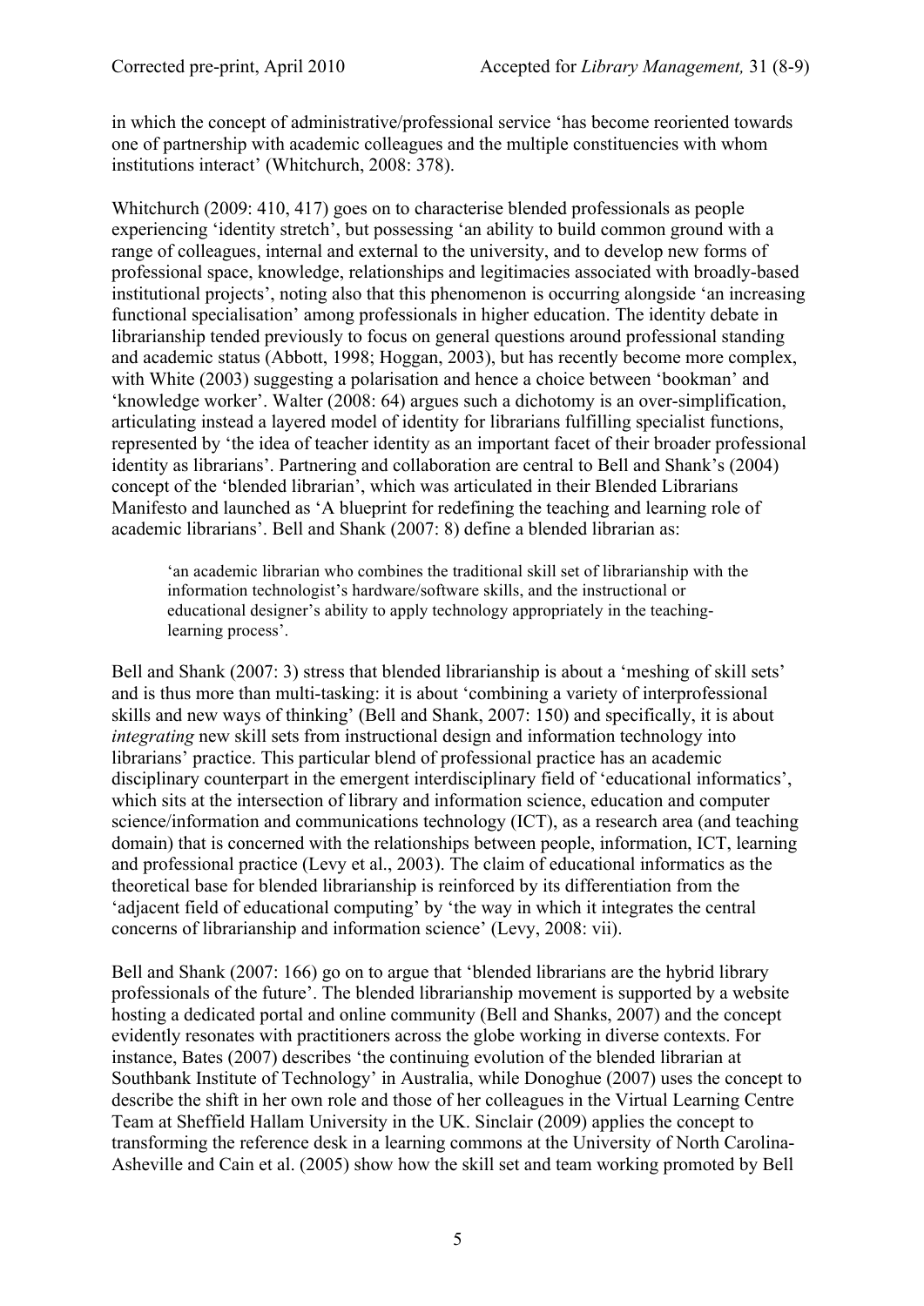in which the concept of administrative/professional service 'has become reoriented towards one of partnership with academic colleagues and the multiple constituencies with whom institutions interact' (Whitchurch, 2008: 378).

Whitchurch (2009: 410, 417) goes on to characterise blended professionals as people experiencing 'identity stretch', but possessing 'an ability to build common ground with a range of colleagues, internal and external to the university, and to develop new forms of professional space, knowledge, relationships and legitimacies associated with broadly-based institutional projects', noting also that this phenomenon is occurring alongside 'an increasing functional specialisation' among professionals in higher education. The identity debate in librarianship tended previously to focus on general questions around professional standing and academic status (Abbott, 1998; Hoggan, 2003), but has recently become more complex, with White (2003) suggesting a polarisation and hence a choice between 'bookman' and 'knowledge worker'. Walter (2008: 64) argues such a dichotomy is an over-simplification, articulating instead a layered model of identity for librarians fulfilling specialist functions, represented by 'the idea of teacher identity as an important facet of their broader professional identity as librarians'. Partnering and collaboration are central to Bell and Shank's (2004) concept of the 'blended librarian', which was articulated in their Blended Librarians Manifesto and launched as 'A blueprint for redefining the teaching and learning role of academic librarians'. Bell and Shank (2007: 8) define a blended librarian as:

> 'an academic librarian who combines the traditional skill set of librarianship with the information technologist's hardware/software skills, and the instructional or educational designer's ability to apply technology appropriately in the teaching-learning process'.

Bell and Shank (2007: 3) stress that blended librarianship is about a 'meshing of skill sets' and is thus more than multi-tasking: it is about 'combining a variety of interprofessional skills and new ways of thinking' (Bell and Shank, 2007: 150) and specifically, it is about *integrating* new skill sets from instructional design and information technology into librarians' practice. This particular blend of professional practice has an academic disciplinary counterpart in the emergent interdisciplinary field of 'educational informatics', which sits at the intersection of library and information science, education and computer science/information and communications technology (ICT), as a research area (and teaching domain) that is concerned with the relationships between people, information, ICT, learning and professional practice (Levy et al., 2003). The claim of educational informatics as the theoretical base for blended librarianship is reinforced by its differentiation from the 'adjacent field of educational computing' by 'the way in which it integrates the central concerns of librarianship and information science' (Levy, 2008: vii).

Bell and Shank (2007: 166) go on to argue that 'blended librarians are the hybrid library professionals of the future'. The blended librarianship movement is supported by a website hosting a dedicated portal and online community (Bell and Shanks, 2007) and the concept evidently resonates with practitioners across the globe working in diverse contexts. For instance, Bates (2007) describes 'the continuing evolution of the blended librarian at Southbank Institute of Technology' in Australia, while Donoghue (2007) uses the concept to describe the shift in her own role and those of her colleagues in the Virtual Learning Centre Team at Sheffield Hallam University in the UK. Sinclair (2009) applies the concept to transforming the reference desk in a learning commons at the University of North Carolina-Asheville and Cain et al. (2005) show how the skill set and team working promoted by Bell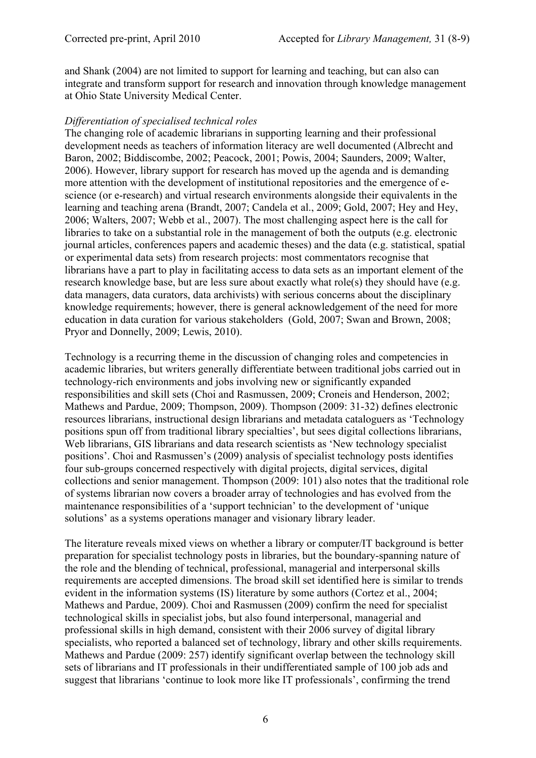and Shank (2004) are not limited to support for learning and teaching, but can also can integrate and transform support for research and innovation through knowledge management at Ohio State University Medical Center.

*Differentiation of specialised technical roles*

The changing role of academic librarians in supporting learning and their professional development needs as teachers of information literacy are well documented (Albrecht and Baron, 2002; Biddiscombe, 2002; Peacock, 2001; Powis, 2004; Saunders, 2009; Walter, 2006). However, library support for research has moved up the agenda and is demanding more attention with the development of institutional repositories and the emergence of e-science (or e-research) and virtual research environments alongside their equivalents in the learning and teaching arena (Brandt, 2007; Candela et al., 2009; Gold, 2007; Hey and Hey, 2006; Walters, 2007; Webb et al., 2007). The most challenging aspect here is the call for libraries to take on a substantial role in the management of both the outputs (e.g. electronic journal articles, conferences papers and academic theses) and the data (e.g. statistical, spatial or experimental data sets) from research projects: most commentators recognise that librarians have a part to play in facilitating access to data sets as an important element of the research knowledge base, but are less sure about exactly what role(s) they should have (e.g. data managers, data curators, data archivists) with serious concerns about the disciplinary knowledge requirements; however, there is general acknowledgement of the need for more education in data curation for various stakeholders (Gold, 2007; Swan and Brown, 2008; Pryor and Donnelly, 2009; Lewis, 2010).

Technology is a recurring theme in the discussion of changing roles and competencies in academic libraries, but writers generally differentiate between traditional jobs carried out in technology-rich environments and jobs involving new or significantly expanded responsibilities and skill sets (Choi and Rasmussen, 2009; Croneis and Henderson, 2002; Mathews and Pardue, 2009; Thompson, 2009). Thompson (2009: 31-32) defines electronic resources librarians, instructional design librarians and metadata cataloguers as 'Technology positions spun off from traditional library specialties', but sees digital collections librarians, Web librarians, GIS librarians and data research scientists as 'New technology specialist positions'. Choi and Rasmussen's (2009) analysis of specialist technology posts identifies four sub-groups concerned respectively with digital projects, digital services, digital collections and senior management. Thompson (2009: 101) also notes that the traditional role of systems librarian now covers a broader array of technologies and has evolved from the maintenance responsibilities of a 'support technician' to the development of 'unique solutions' as a systems operations manager and visionary library leader.

The literature reveals mixed views on whether a library or computer/IT background is better preparation for specialist technology posts in libraries, but the boundary-spanning nature of the role and the blending of technical, professional, managerial and interpersonal skills requirements are accepted dimensions. The broad skill set identified here is similar to trends evident in the information systems (IS) literature by some authors (Cortez et al., 2004; Mathews and Pardue, 2009). Choi and Rasmussen (2009) confirm the need for specialist technological skills in specialist jobs, but also found interpersonal, managerial and professional skills in high demand, consistent with their 2006 survey of digital library specialists, who reported a balanced set of technology, library and other skills requirements. Mathews and Pardue (2009: 257) identify significant overlap between the technology skill sets of librarians and IT professionals in their undifferentiated sample of 100 job ads and suggest that librarians 'continue to look more like IT professionals', confirming the trend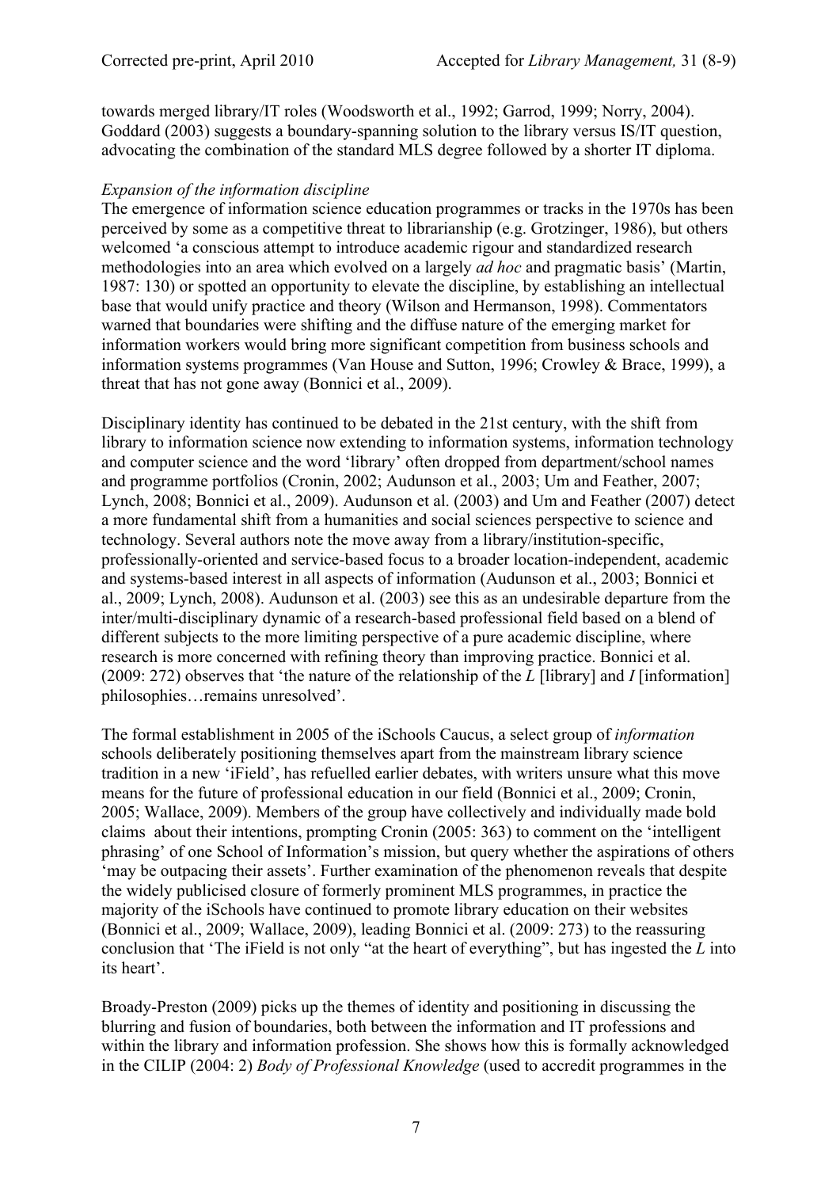towards merged library/IT roles (Woodsworth et al., 1992; Garrod, 1999; Norry, 2004). Goddard (2003) suggests a boundary-spanning solution to the library versus IS/IT question, advocating the combination of the standard MLS degree followed by a shorter IT diploma.

*Expansion of the information discipline*

The emergence of information science education programmes or tracks in the 1970s has been perceived by some as a competitive threat to librarianship (e.g. Grotzinger, 1986), but others welcomed 'a conscious attempt to introduce academic rigour and standardized research methodologies into an area which evolved on a largely *ad hoc* and pragmatic basis' (Martin, 1987: 130) or spotted an opportunity to elevate the discipline, by establishing an intellectual base that would unify practice and theory (Wilson and Hermanson, 1998). Commentators warned that boundaries were shifting and the diffuse nature of the emerging market for information workers would bring more significant competition from business schools and information systems programmes (Van House and Sutton, 1996; Crowley & Brace, 1999), a threat that has not gone away (Bonnici et al., 2009).

Disciplinary identity has continued to be debated in the 21st century, with the shift from library to information science now extending to information systems, information technology and computer science and the word 'library' often dropped from department/school names and programme portfolios (Cronin, 2002; Audunson et al., 2003; Um and Feather, 2007; Lynch, 2008; Bonnici et al., 2009). Audunson et al. (2003) and Um and Feather (2007) detect a more fundamental shift from a humanities and social sciences perspective to science and technology. Several authors note the move away from a library/institution-specific, professionally-oriented and service-based focus to a broader location-independent, academic and systems-based interest in all aspects of information (Audunson et al., 2003; Bonnici et al., 2009; Lynch, 2008). Audunson et al. (2003) see this as an undesirable departure from the inter/multi-disciplinary dynamic of a research-based professional field based on a blend of different subjects to the more limiting perspective of a pure academic discipline, where research is more concerned with refining theory than improving practice. Bonnici et al. (2009: 272) observes that 'the nature of the relationship of the *L* [library] and *I* [information] philosophies…remains unresolved'.

The formal establishment in 2005 of the iSchools Caucus, a select group of *information* schools deliberately positioning themselves apart from the mainstream library science tradition in a new 'iField', has refuelled earlier debates, with writers unsure what this move means for the future of professional education in our field (Bonnici et al., 2009; Cronin, 2005; Wallace, 2009). Members of the group have collectively and individually made bold claims about their intentions, prompting Cronin (2005: 363) to comment on the 'intelligent phrasing' of one School of Information's mission, but query whether the aspirations of others 'may be outpacing their assets'. Further examination of the phenomenon reveals that despite the widely publicised closure of formerly prominent MLS programmes, in practice the majority of the iSchools have continued to promote library education on their websites (Bonnici et al., 2009; Wallace, 2009), leading Bonnici et al. (2009: 273) to the reassuring conclusion that 'The iField is not only "at the heart of everything", but has ingested the *L* into its heart'.

Broady-Preston (2009) picks up the themes of identity and positioning in discussing the blurring and fusion of boundaries, both between the information and IT professions and within the library and information profession. She shows how this is formally acknowledged in the CILIP (2004: 2) *Body of Professional Knowledge* (used to accredit programmes in the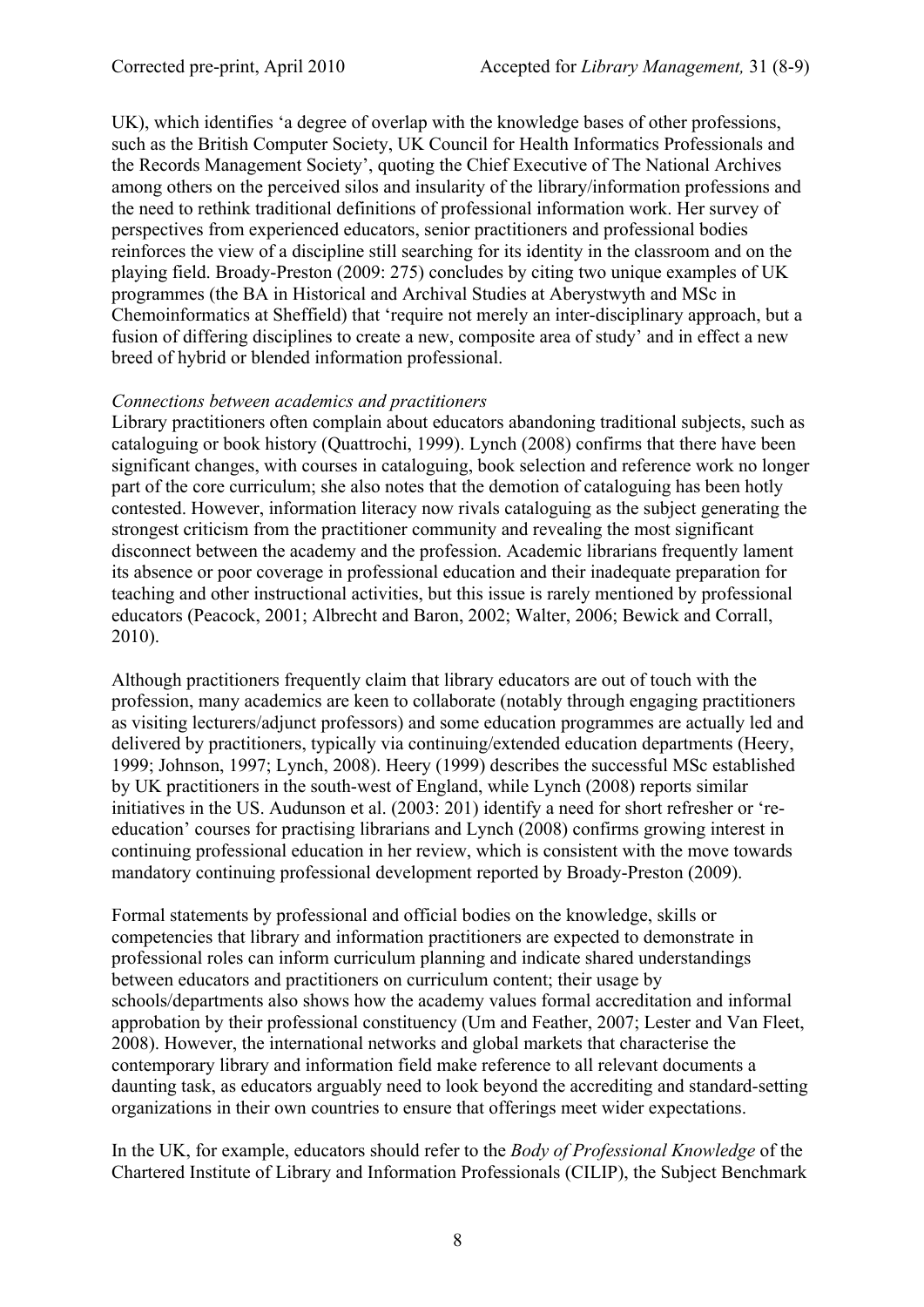UK), which identifies 'a degree of overlap with the knowledge bases of other professions, such as the British Computer Society, UK Council for Health Informatics Professionals and the Records Management Society', quoting the Chief Executive of The National Archives among others on the perceived silos and insularity of the library/information professions and the need to rethink traditional definitions of professional information work. Her survey of perspectives from experienced educators, senior practitioners and professional bodies reinforces the view of a discipline still searching for its identity in the classroom and on the playing field. Broady-Preston (2009: 275) concludes by citing two unique examples of UK programmes (the BA in Historical and Archival Studies at Aberystwyth and MSc in Chemoinformatics at Sheffield) that 'require not merely an inter-disciplinary approach, but a fusion of differing disciplines to create a new, composite area of study' and in effect a new breed of hybrid or blended information professional.

*Connections between academics and practitioners*

Library practitioners often complain about educators abandoning traditional subjects, such as cataloguing or book history (Quattrochi, 1999). Lynch (2008) confirms that there have been significant changes, with courses in cataloguing, book selection and reference work no longer part of the core curriculum; she also notes that the demotion of cataloguing has been hotly contested. However, information literacy now rivals cataloguing as the subject generating the strongest criticism from the practitioner community and revealing the most significant disconnect between the academy and the profession. Academic librarians frequently lament its absence or poor coverage in professional education and their inadequate preparation for teaching and other instructional activities, but this issue is rarely mentioned by professional educators (Peacock, 2001; Albrecht and Baron, 2002; Walter, 2006; Bewick and Corrall, 2010).

Although practitioners frequently claim that library educators are out of touch with the profession, many academics are keen to collaborate (notably through engaging practitioners as visiting lecturers/adjunct professors) and some education programmes are actually led and delivered by practitioners, typically via continuing/extended education departments (Heery, 1999; Johnson, 1997; Lynch, 2008). Heery (1999) describes the successful MSc established by UK practitioners in the south-west of England, while Lynch (2008) reports similar initiatives in the US. Audunson et al. (2003: 201) identify a need for short refresher or 're-education' courses for practising librarians and Lynch (2008) confirms growing interest in continuing professional education in her review, which is consistent with the move towards mandatory continuing professional development reported by Broady-Preston (2009).

Formal statements by professional and official bodies on the knowledge, skills or competencies that library and information practitioners are expected to demonstrate in professional roles can inform curriculum planning and indicate shared understandings between educators and practitioners on curriculum content; their usage by schools/departments also shows how the academy values formal accreditation and informal approbation by their professional constituency (Um and Feather, 2007; Lester and Van Fleet, 2008). However, the international networks and global markets that characterise the contemporary library and information field make reference to all relevant documents a daunting task, as educators arguably need to look beyond the accrediting and standard-setting organizations in their own countries to ensure that offerings meet wider expectations.

In the UK, for example, educators should refer to the *Body of Professional Knowledge* of the Chartered Institute of Library and Information Professionals (CILIP), the Subject Benchmark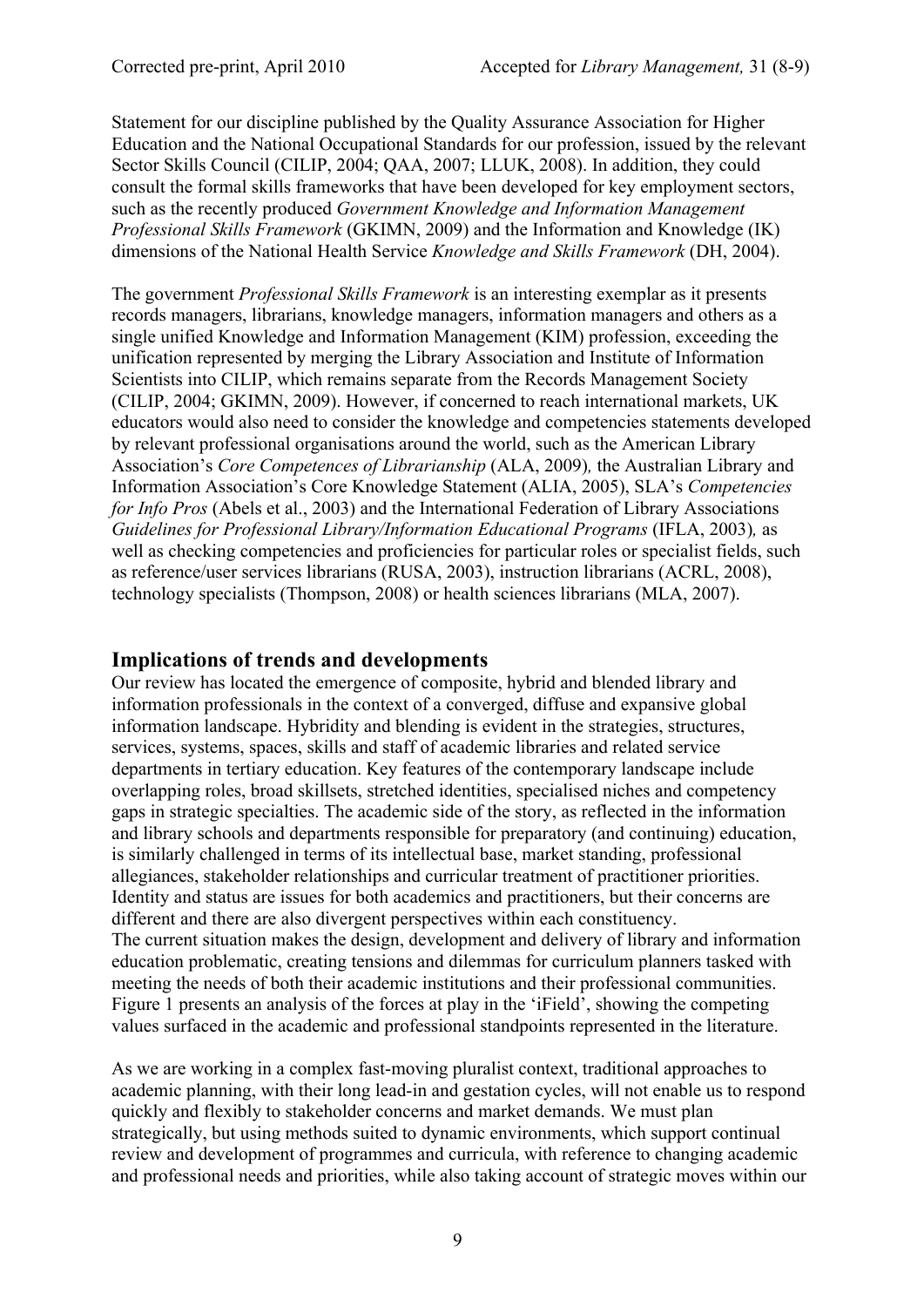Statement for our discipline published by the Quality Assurance Association for Higher Education and the National Occupational Standards for our profession, issued by the relevant Sector Skills Council (CILIP, 2004; QAA, 2007; LLUK, 2008). In addition, they could consult the formal skills frameworks that have been developed for key employment sectors, such as the recently produced *Government Knowledge and Information Management Professional Skills Framework* (GKIMN, 2009) and the Information and Knowledge (IK) dimensions of the National Health Service *Knowledge and Skills Framework* (DH, 2004).

The government *Professional Skills Framework* is an interesting exemplar as it presents records managers, librarians, knowledge managers, information managers and others as a single unified Knowledge and Information Management (KIM) profession, exceeding the unification represented by merging the Library Association and Institute of Information Scientists into CILIP, which remains separate from the Records Management Society (CILIP, 2004; GKIMN, 2009). However, if concerned to reach international markets, UK educators would also need to consider the knowledge and competencies statements developed by relevant professional organisations around the world, such as the American Library Association's *Core Competences of Librarianship* (ALA, 2009)*,* the Australian Library and Information Association's Core Knowledge Statement (ALIA, 2005), SLA's *Competencies for Info Pros* (Abels et al., 2003) and the International Federation of Library Associations *Guidelines for Professional Library/Information Educational Programs* (IFLA, 2003)*,* as well as checking competencies and proficiencies for particular roles or specialist fields, such as reference/user services librarians (RUSA, 2003), instruction librarians (ACRL, 2008), technology specialists (Thompson, 2008) or health sciences librarians (MLA, 2007).

## Implications of trends and developments

Our review has located the emergence of composite, hybrid and blended library and information professionals in the context of a converged, diffuse and expansive global information landscape. Hybridity and blending is evident in the strategies, structures, services, systems, spaces, skills and staff of academic libraries and related service departments in tertiary education. Key features of the contemporary landscape include overlapping roles, broad skillsets, stretched identities, specialised niches and competency gaps in strategic specialties. The academic side of the story, as reflected in the information and library schools and departments responsible for preparatory (and continuing) education, is similarly challenged in terms of its intellectual base, market standing, professional allegiances, stakeholder relationships and curricular treatment of practitioner priorities. Identity and status are issues for both academics and practitioners, but their concerns are different and there are also divergent perspectives within each constituency.
The current situation makes the design, development and delivery of library and information education problematic, creating tensions and dilemmas for curriculum planners tasked with meeting the needs of both their academic institutions and their professional communities. Figure 1 presents an analysis of the forces at play in the 'iField', showing the competing values surfaced in the academic and professional standpoints represented in the literature.

As we are working in a complex fast-moving pluralist context, traditional approaches to academic planning, with their long lead-in and gestation cycles, will not enable us to respond quickly and flexibly to stakeholder concerns and market demands. We must plan strategically, but using methods suited to dynamic environments, which support continual review and development of programmes and curricula, with reference to changing academic and professional needs and priorities, while also taking account of strategic moves within our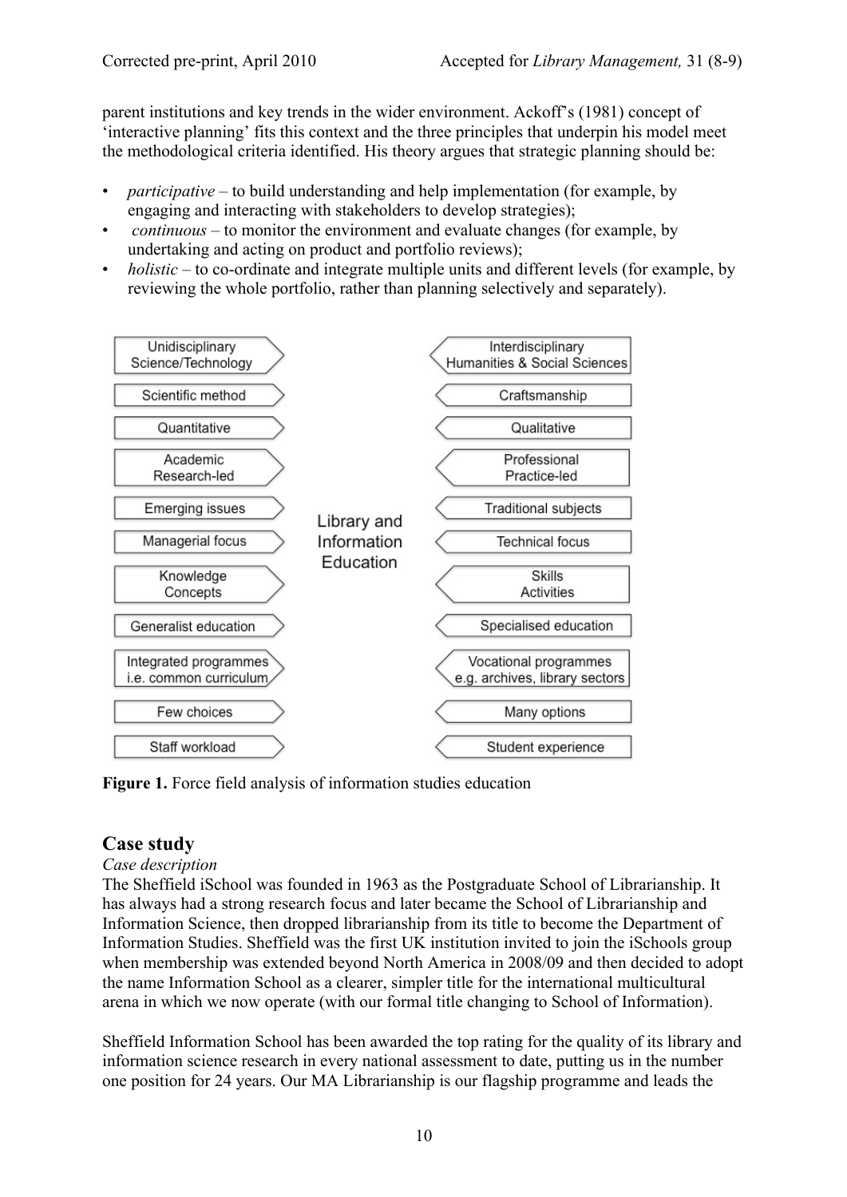parent institutions and key trends in the wider environment. Ackoff's (1981) concept of 'interactive planning' fits this context and the three principles that underpin his model meet the methodological criteria identified. His theory argues that strategic planning should be:

- *participative* – to build understanding and help implementation (for example, by engaging and interacting with stakeholders to develop strategies);
- *continuous* – to monitor the environment and evaluate changes (for example, by undertaking and acting on product and portfolio reviews);
- *holistic* – to co-ordinate and integrate multiple units and different levels (for example, by reviewing the whole portfolio, rather than planning selectively and separately).

| Forces → | | ← Forces |
|---|---|---|
| Unidisciplinary Science/Technology | | Interdisciplinary Humanities & Social Sciences |
| Scientific method | | Craftsmanship |
| Quantitative | | Qualitative |
| Academic Research-led | | Professional Practice-led |
| Emerging issues | Library and Information Education | Traditional subjects |
| Managerial focus | | Technical focus |
| Knowledge Concepts | | Skills Activities |
| Generalist education | | Specialised education |
| Integrated programmes i.e. common curriculum | | Vocational programmes e.g. archives, library sectors |
| Few choices | | Many options |
| Staff workload | | Student experience |

**Figure 1.** Force field analysis of information studies education

## Case study

*Case description*

The Sheffield iSchool was founded in 1963 as the Postgraduate School of Librarianship. It has always had a strong research focus and later became the School of Librarianship and Information Science, then dropped librarianship from its title to become the Department of Information Studies. Sheffield was the first UK institution invited to join the iSchools group when membership was extended beyond North America in 2008/09 and then decided to adopt the name Information School as a clearer, simpler title for the international multicultural arena in which we now operate (with our formal title changing to School of Information).

Sheffield Information School has been awarded the top rating for the quality of its library and information science research in every national assessment to date, putting us in the number one position for 24 years. Our MA Librarianship is our flagship programme and leads the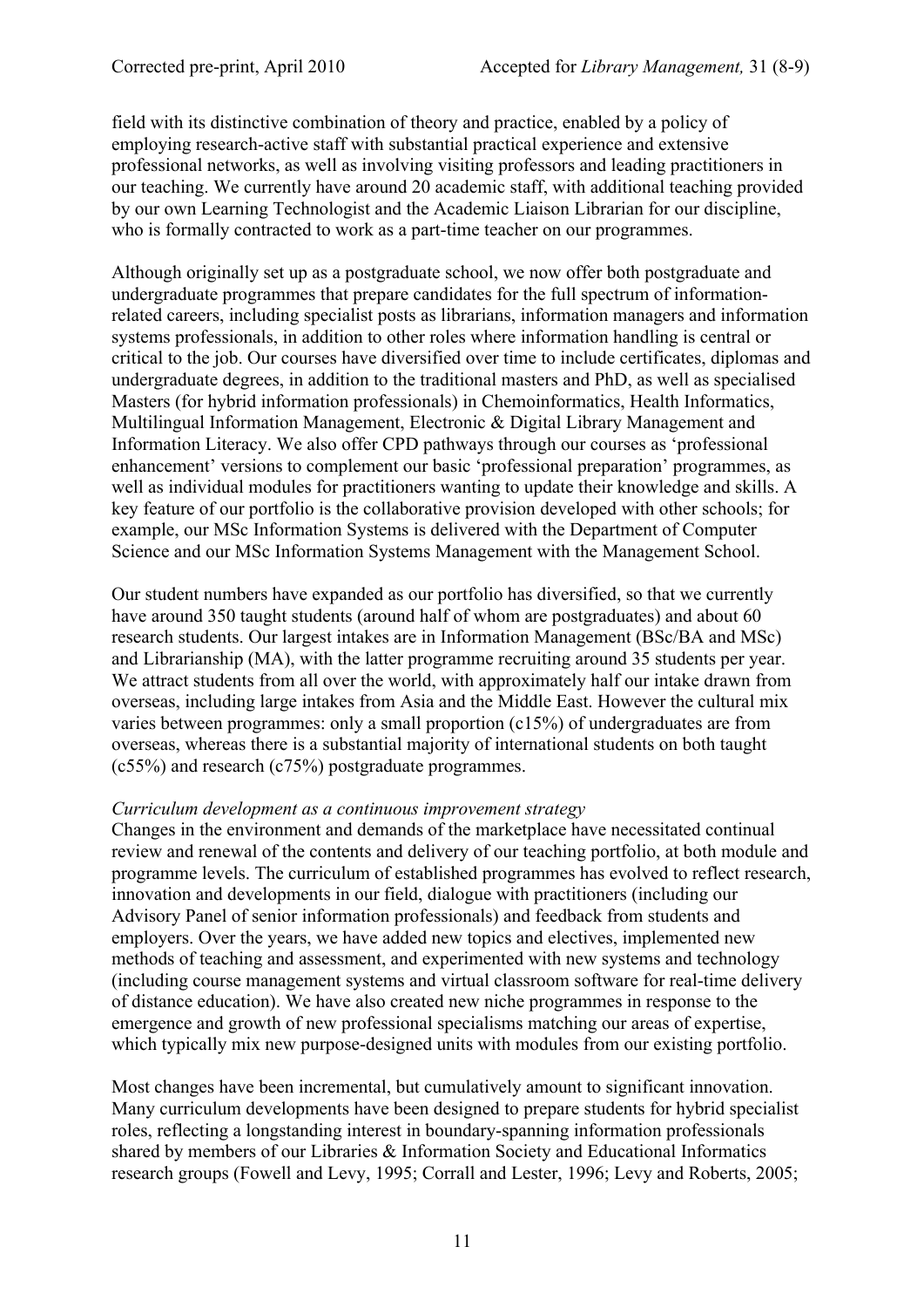field with its distinctive combination of theory and practice, enabled by a policy of employing research-active staff with substantial practical experience and extensive professional networks, as well as involving visiting professors and leading practitioners in our teaching. We currently have around 20 academic staff, with additional teaching provided by our own Learning Technologist and the Academic Liaison Librarian for our discipline, who is formally contracted to work as a part-time teacher on our programmes.

Although originally set up as a postgraduate school, we now offer both postgraduate and undergraduate programmes that prepare candidates for the full spectrum of information-related careers, including specialist posts as librarians, information managers and information systems professionals, in addition to other roles where information handling is central or critical to the job. Our courses have diversified over time to include certificates, diplomas and undergraduate degrees, in addition to the traditional masters and PhD, as well as specialised Masters (for hybrid information professionals) in Chemoinformatics, Health Informatics, Multilingual Information Management, Electronic & Digital Library Management and Information Literacy. We also offer CPD pathways through our courses as 'professional enhancement' versions to complement our basic 'professional preparation' programmes, as well as individual modules for practitioners wanting to update their knowledge and skills. A key feature of our portfolio is the collaborative provision developed with other schools; for example, our MSc Information Systems is delivered with the Department of Computer Science and our MSc Information Systems Management with the Management School.

Our student numbers have expanded as our portfolio has diversified, so that we currently have around 350 taught students (around half of whom are postgraduates) and about 60 research students. Our largest intakes are in Information Management (BSc/BA and MSc) and Librarianship (MA), with the latter programme recruiting around 35 students per year. We attract students from all over the world, with approximately half our intake drawn from overseas, including large intakes from Asia and the Middle East. However the cultural mix varies between programmes: only a small proportion (c15%) of undergraduates are from overseas, whereas there is a substantial majority of international students on both taught (c55%) and research (c75%) postgraduate programmes.

*Curriculum development as a continuous improvement strategy*

Changes in the environment and demands of the marketplace have necessitated continual review and renewal of the contents and delivery of our teaching portfolio, at both module and programme levels. The curriculum of established programmes has evolved to reflect research, innovation and developments in our field, dialogue with practitioners (including our Advisory Panel of senior information professionals) and feedback from students and employers. Over the years, we have added new topics and electives, implemented new methods of teaching and assessment, and experimented with new systems and technology (including course management systems and virtual classroom software for real-time delivery of distance education). We have also created new niche programmes in response to the emergence and growth of new professional specialisms matching our areas of expertise, which typically mix new purpose-designed units with modules from our existing portfolio.

Most changes have been incremental, but cumulatively amount to significant innovation. Many curriculum developments have been designed to prepare students for hybrid specialist roles, reflecting a longstanding interest in boundary-spanning information professionals shared by members of our Libraries & Information Society and Educational Informatics research groups (Fowell and Levy, 1995; Corrall and Lester, 1996; Levy and Roberts, 2005;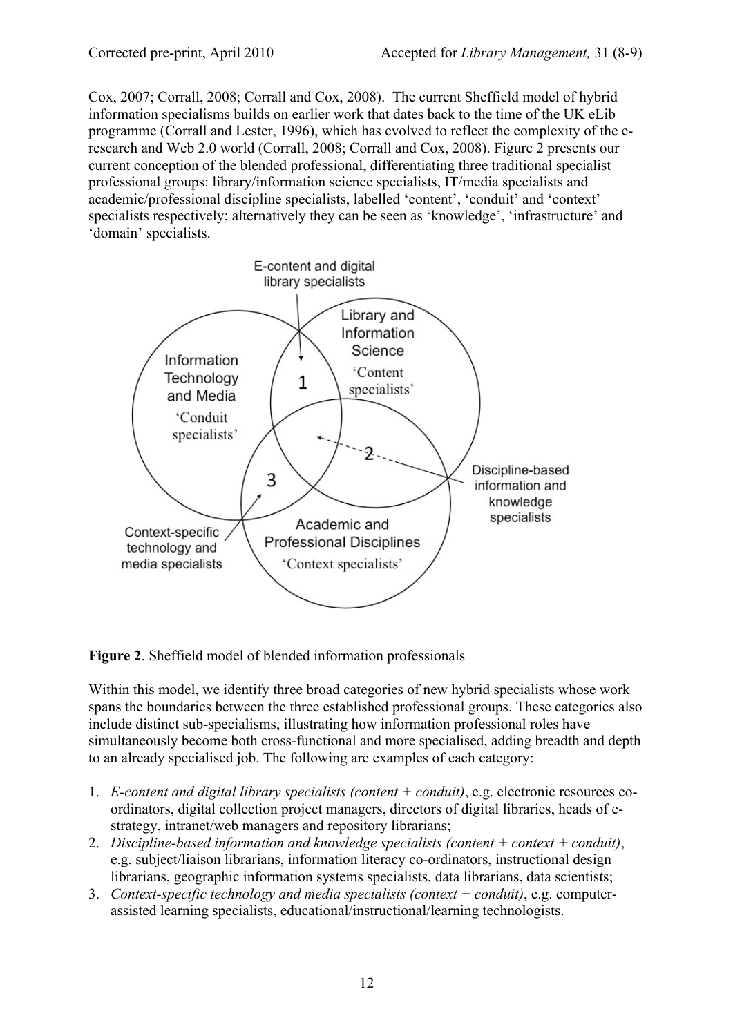Cox, 2007; Corrall, 2008; Corrall and Cox, 2008). The current Sheffield model of hybrid information specialisms builds on earlier work that dates back to the time of the UK eLib programme (Corrall and Lester, 1996), which has evolved to reflect the complexity of the e-research and Web 2.0 world (Corrall, 2008; Corrall and Cox, 2008). Figure 2 presents our current conception of the blended professional, differentiating three traditional specialist professional groups: library/information science specialists, IT/media specialists and academic/professional discipline specialists, labelled 'content', 'conduit' and 'context' specialists respectively; alternatively they can be seen as 'knowledge', 'infrastructure' and 'domain' specialists.

**Figure 2**. Sheffield model of blended information professionals

Within this model, we identify three broad categories of new hybrid specialists whose work spans the boundaries between the three established professional groups. These categories also include distinct sub-specialisms, illustrating how information professional roles have simultaneously become both cross-functional and more specialised, adding breadth and depth to an already specialised job. The following are examples of each category:

1. *E-content and digital library specialists (content + conduit)*, e.g. electronic resources co-ordinators, digital collection project managers, directors of digital libraries, heads of e-strategy, intranet/web managers and repository librarians;
2. *Discipline-based information and knowledge specialists (content + context + conduit)*, e.g. subject/liaison librarians, information literacy co-ordinators, instructional design librarians, geographic information systems specialists, data librarians, data scientists;
3. *Context-specific technology and media specialists (context + conduit)*, e.g. computer-assisted learning specialists, educational/instructional/learning technologists.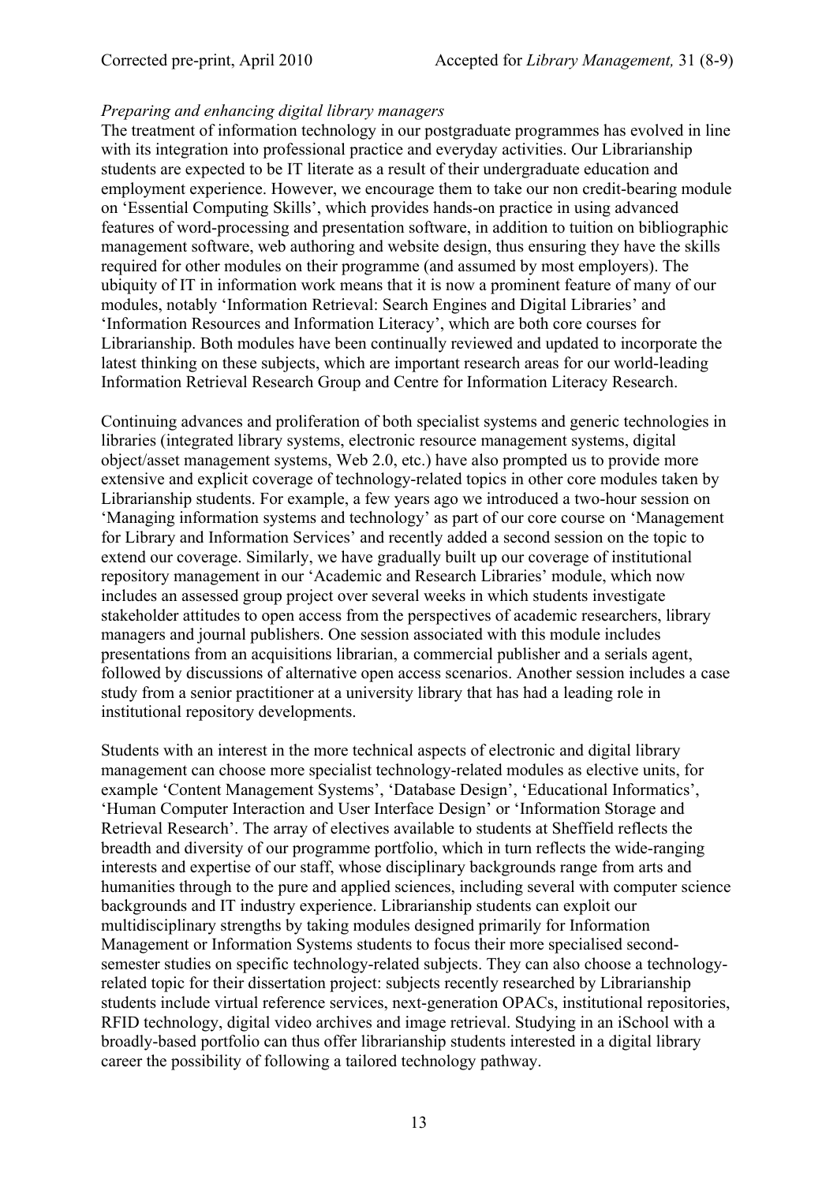*Preparing and enhancing digital library managers*

The treatment of information technology in our postgraduate programmes has evolved in line with its integration into professional practice and everyday activities. Our Librarianship students are expected to be IT literate as a result of their undergraduate education and employment experience. However, we encourage them to take our non credit-bearing module on 'Essential Computing Skills', which provides hands-on practice in using advanced features of word-processing and presentation software, in addition to tuition on bibliographic management software, web authoring and website design, thus ensuring they have the skills required for other modules on their programme (and assumed by most employers). The ubiquity of IT in information work means that it is now a prominent feature of many of our modules, notably 'Information Retrieval: Search Engines and Digital Libraries' and 'Information Resources and Information Literacy', which are both core courses for Librarianship. Both modules have been continually reviewed and updated to incorporate the latest thinking on these subjects, which are important research areas for our world-leading Information Retrieval Research Group and Centre for Information Literacy Research.

Continuing advances and proliferation of both specialist systems and generic technologies in libraries (integrated library systems, electronic resource management systems, digital object/asset management systems, Web 2.0, etc.) have also prompted us to provide more extensive and explicit coverage of technology-related topics in other core modules taken by Librarianship students. For example, a few years ago we introduced a two-hour session on 'Managing information systems and technology' as part of our core course on 'Management for Library and Information Services' and recently added a second session on the topic to extend our coverage. Similarly, we have gradually built up our coverage of institutional repository management in our 'Academic and Research Libraries' module, which now includes an assessed group project over several weeks in which students investigate stakeholder attitudes to open access from the perspectives of academic researchers, library managers and journal publishers. One session associated with this module includes presentations from an acquisitions librarian, a commercial publisher and a serials agent, followed by discussions of alternative open access scenarios. Another session includes a case study from a senior practitioner at a university library that has had a leading role in institutional repository developments.

Students with an interest in the more technical aspects of electronic and digital library management can choose more specialist technology-related modules as elective units, for example 'Content Management Systems', 'Database Design', 'Educational Informatics', 'Human Computer Interaction and User Interface Design' or 'Information Storage and Retrieval Research'. The array of electives available to students at Sheffield reflects the breadth and diversity of our programme portfolio, which in turn reflects the wide-ranging interests and expertise of our staff, whose disciplinary backgrounds range from arts and humanities through to the pure and applied sciences, including several with computer science backgrounds and IT industry experience. Librarianship students can exploit our multidisciplinary strengths by taking modules designed primarily for Information Management or Information Systems students to focus their more specialised second-semester studies on specific technology-related subjects. They can also choose a technology-related topic for their dissertation project: subjects recently researched by Librarianship students include virtual reference services, next-generation OPACs, institutional repositories, RFID technology, digital video archives and image retrieval. Studying in an iSchool with a broadly-based portfolio can thus offer librarianship students interested in a digital library career the possibility of following a tailored technology pathway.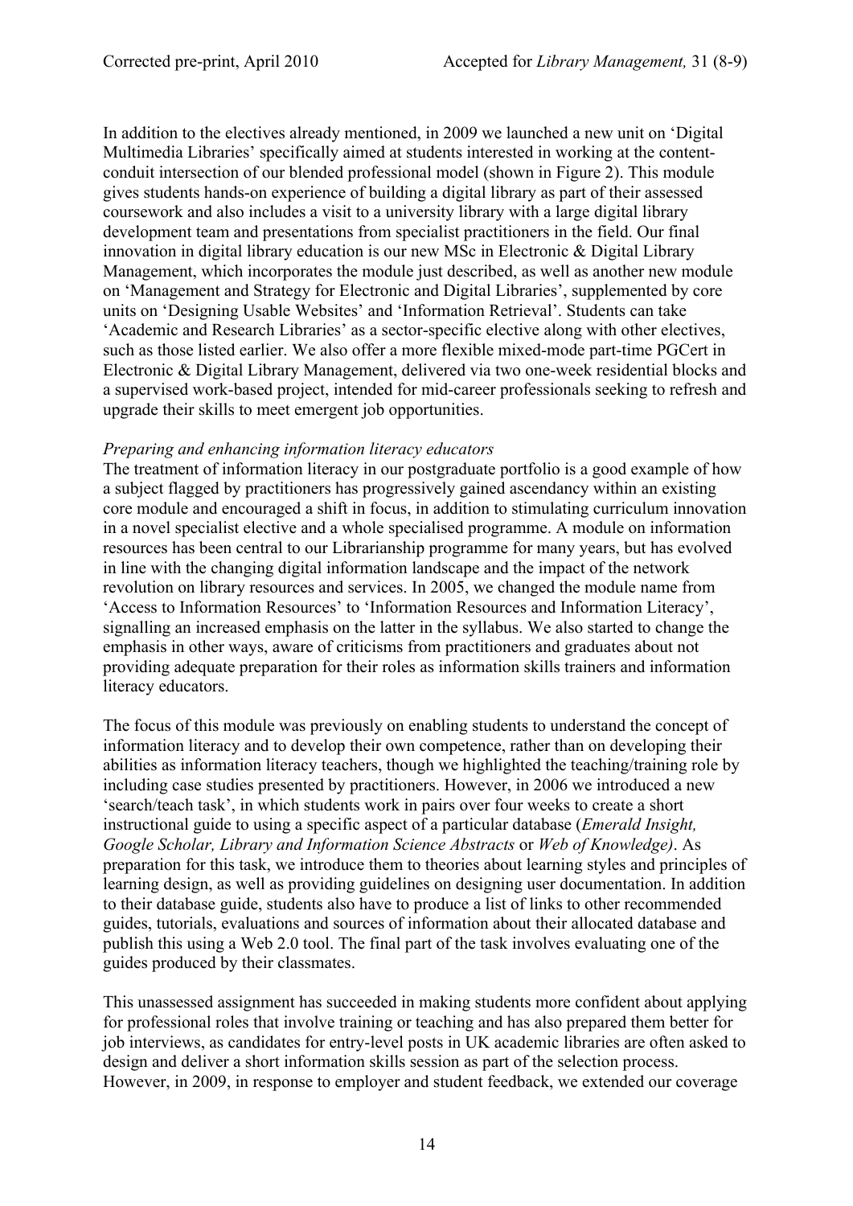In addition to the electives already mentioned, in 2009 we launched a new unit on 'Digital Multimedia Libraries' specifically aimed at students interested in working at the content-conduit intersection of our blended professional model (shown in Figure 2). This module gives students hands-on experience of building a digital library as part of their assessed coursework and also includes a visit to a university library with a large digital library development team and presentations from specialist practitioners in the field. Our final innovation in digital library education is our new MSc in Electronic & Digital Library Management, which incorporates the module just described, as well as another new module on 'Management and Strategy for Electronic and Digital Libraries', supplemented by core units on 'Designing Usable Websites' and 'Information Retrieval'. Students can take 'Academic and Research Libraries' as a sector-specific elective along with other electives, such as those listed earlier. We also offer a more flexible mixed-mode part-time PGCert in Electronic & Digital Library Management, delivered via two one-week residential blocks and a supervised work-based project, intended for mid-career professionals seeking to refresh and upgrade their skills to meet emergent job opportunities.

*Preparing and enhancing information literacy educators*

The treatment of information literacy in our postgraduate portfolio is a good example of how a subject flagged by practitioners has progressively gained ascendancy within an existing core module and encouraged a shift in focus, in addition to stimulating curriculum innovation in a novel specialist elective and a whole specialised programme. A module on information resources has been central to our Librarianship programme for many years, but has evolved in line with the changing digital information landscape and the impact of the network revolution on library resources and services. In 2005, we changed the module name from 'Access to Information Resources' to 'Information Resources and Information Literacy', signalling an increased emphasis on the latter in the syllabus. We also started to change the emphasis in other ways, aware of criticisms from practitioners and graduates about not providing adequate preparation for their roles as information skills trainers and information literacy educators.

The focus of this module was previously on enabling students to understand the concept of information literacy and to develop their own competence, rather than on developing their abilities as information literacy teachers, though we highlighted the teaching/training role by including case studies presented by practitioners. However, in 2006 we introduced a new 'search/teach task', in which students work in pairs over four weeks to create a short instructional guide to using a specific aspect of a particular database (*Emerald Insight, Google Scholar, Library and Information Science Abstracts* or *Web of Knowledge)*. As preparation for this task, we introduce them to theories about learning styles and principles of learning design, as well as providing guidelines on designing user documentation. In addition to their database guide, students also have to produce a list of links to other recommended guides, tutorials, evaluations and sources of information about their allocated database and publish this using a Web 2.0 tool. The final part of the task involves evaluating one of the guides produced by their classmates.

This unassessed assignment has succeeded in making students more confident about applying for professional roles that involve training or teaching and has also prepared them better for job interviews, as candidates for entry-level posts in UK academic libraries are often asked to design and deliver a short information skills session as part of the selection process. However, in 2009, in response to employer and student feedback, we extended our coverage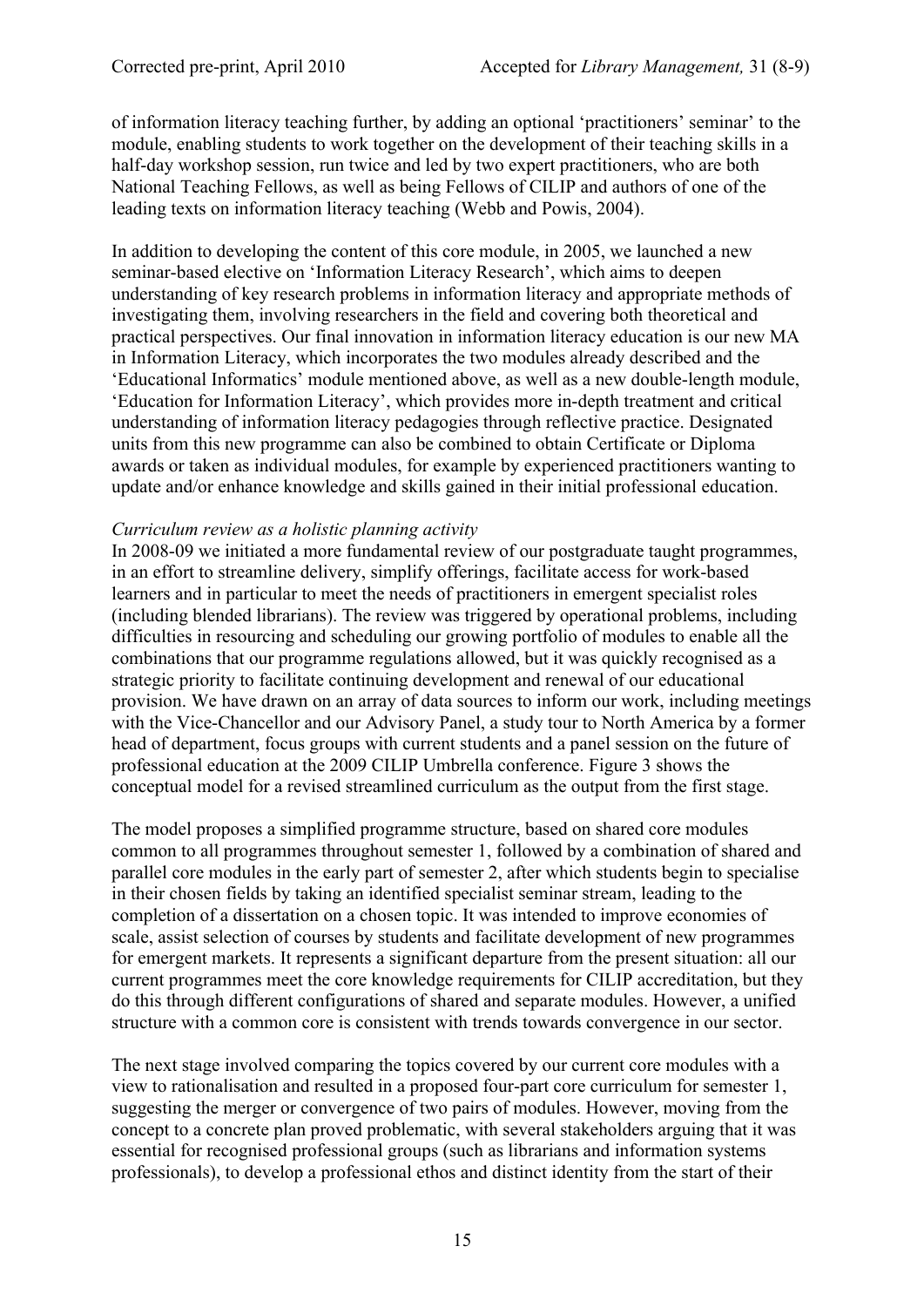of information literacy teaching further, by adding an optional 'practitioners' seminar' to the module, enabling students to work together on the development of their teaching skills in a half-day workshop session, run twice and led by two expert practitioners, who are both National Teaching Fellows, as well as being Fellows of CILIP and authors of one of the leading texts on information literacy teaching (Webb and Powis, 2004).

In addition to developing the content of this core module, in 2005, we launched a new seminar-based elective on 'Information Literacy Research', which aims to deepen understanding of key research problems in information literacy and appropriate methods of investigating them, involving researchers in the field and covering both theoretical and practical perspectives. Our final innovation in information literacy education is our new MA in Information Literacy, which incorporates the two modules already described and the 'Educational Informatics' module mentioned above, as well as a new double-length module, 'Education for Information Literacy', which provides more in-depth treatment and critical understanding of information literacy pedagogies through reflective practice. Designated units from this new programme can also be combined to obtain Certificate or Diploma awards or taken as individual modules, for example by experienced practitioners wanting to update and/or enhance knowledge and skills gained in their initial professional education.

*Curriculum review as a holistic planning activity*

In 2008-09 we initiated a more fundamental review of our postgraduate taught programmes, in an effort to streamline delivery, simplify offerings, facilitate access for work-based learners and in particular to meet the needs of practitioners in emergent specialist roles (including blended librarians). The review was triggered by operational problems, including difficulties in resourcing and scheduling our growing portfolio of modules to enable all the combinations that our programme regulations allowed, but it was quickly recognised as a strategic priority to facilitate continuing development and renewal of our educational provision. We have drawn on an array of data sources to inform our work, including meetings with the Vice-Chancellor and our Advisory Panel, a study tour to North America by a former head of department, focus groups with current students and a panel session on the future of professional education at the 2009 CILIP Umbrella conference. Figure 3 shows the conceptual model for a revised streamlined curriculum as the output from the first stage.

The model proposes a simplified programme structure, based on shared core modules common to all programmes throughout semester 1, followed by a combination of shared and parallel core modules in the early part of semester 2, after which students begin to specialise in their chosen fields by taking an identified specialist seminar stream, leading to the completion of a dissertation on a chosen topic. It was intended to improve economies of scale, assist selection of courses by students and facilitate development of new programmes for emergent markets. It represents a significant departure from the present situation: all our current programmes meet the core knowledge requirements for CILIP accreditation, but they do this through different configurations of shared and separate modules. However, a unified structure with a common core is consistent with trends towards convergence in our sector.

The next stage involved comparing the topics covered by our current core modules with a view to rationalisation and resulted in a proposed four-part core curriculum for semester 1, suggesting the merger or convergence of two pairs of modules. However, moving from the concept to a concrete plan proved problematic, with several stakeholders arguing that it was essential for recognised professional groups (such as librarians and information systems professionals), to develop a professional ethos and distinct identity from the start of their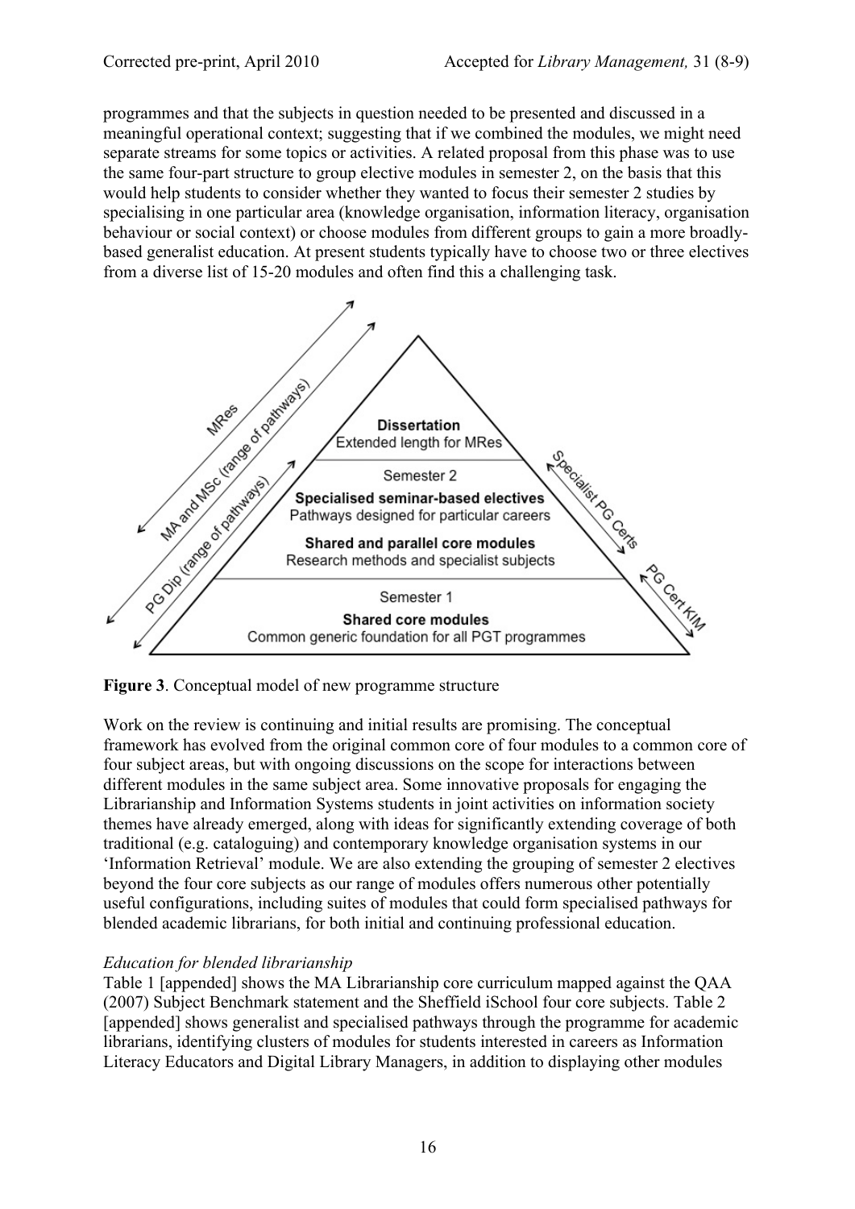programmes and that the subjects in question needed to be presented and discussed in a meaningful operational context; suggesting that if we combined the modules, we might need separate streams for some topics or activities. A related proposal from this phase was to use the same four-part structure to group elective modules in semester 2, on the basis that this would help students to consider whether they wanted to focus their semester 2 studies by specialising in one particular area (knowledge organisation, information literacy, organisation behaviour or social context) or choose modules from different groups to gain a more broadly-based generalist education. At present students typically have to choose two or three electives from a diverse list of 15-20 modules and often find this a challenging task.

**Figure 3**. Conceptual model of new programme structure

Work on the review is continuing and initial results are promising. The conceptual framework has evolved from the original common core of four modules to a common core of four subject areas, but with ongoing discussions on the scope for interactions between different modules in the same subject area. Some innovative proposals for engaging the Librarianship and Information Systems students in joint activities on information society themes have already emerged, along with ideas for significantly extending coverage of both traditional (e.g. cataloguing) and contemporary knowledge organisation systems in our 'Information Retrieval' module. We are also extending the grouping of semester 2 electives beyond the four core subjects as our range of modules offers numerous other potentially useful configurations, including suites of modules that could form specialised pathways for blended academic librarians, for both initial and continuing professional education.

*Education for blended librarianship*

Table 1 [appended] shows the MA Librarianship core curriculum mapped against the QAA (2007) Subject Benchmark statement and the Sheffield iSchool four core subjects. Table 2 [appended] shows generalist and specialised pathways through the programme for academic librarians, identifying clusters of modules for students interested in careers as Information Literacy Educators and Digital Library Managers, in addition to displaying other modules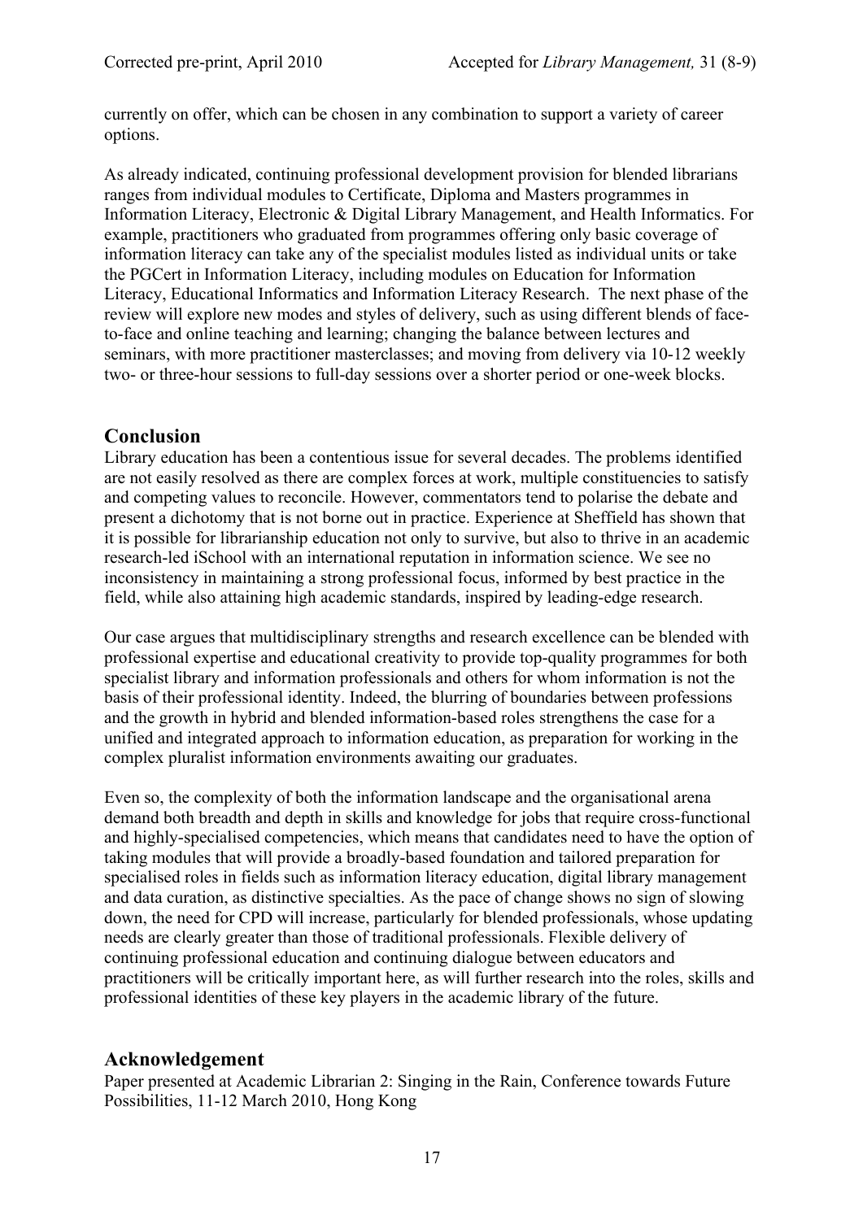currently on offer, which can be chosen in any combination to support a variety of career options.

As already indicated, continuing professional development provision for blended librarians ranges from individual modules to Certificate, Diploma and Masters programmes in Information Literacy, Electronic & Digital Library Management, and Health Informatics. For example, practitioners who graduated from programmes offering only basic coverage of information literacy can take any of the specialist modules listed as individual units or take the PGCert in Information Literacy, including modules on Education for Information Literacy, Educational Informatics and Information Literacy Research. The next phase of the review will explore new modes and styles of delivery, such as using different blends of face-to-face and online teaching and learning; changing the balance between lectures and seminars, with more practitioner masterclasses; and moving from delivery via 10-12 weekly two- or three-hour sessions to full-day sessions over a shorter period or one-week blocks.

## Conclusion

Library education has been a contentious issue for several decades. The problems identified are not easily resolved as there are complex forces at work, multiple constituencies to satisfy and competing values to reconcile. However, commentators tend to polarise the debate and present a dichotomy that is not borne out in practice. Experience at Sheffield has shown that it is possible for librarianship education not only to survive, but also to thrive in an academic research-led iSchool with an international reputation in information science. We see no inconsistency in maintaining a strong professional focus, informed by best practice in the field, while also attaining high academic standards, inspired by leading-edge research.

Our case argues that multidisciplinary strengths and research excellence can be blended with professional expertise and educational creativity to provide top-quality programmes for both specialist library and information professionals and others for whom information is not the basis of their professional identity. Indeed, the blurring of boundaries between professions and the growth in hybrid and blended information-based roles strengthens the case for a unified and integrated approach to information education, as preparation for working in the complex pluralist information environments awaiting our graduates.

Even so, the complexity of both the information landscape and the organisational arena demand both breadth and depth in skills and knowledge for jobs that require cross-functional and highly-specialised competencies, which means that candidates need to have the option of taking modules that will provide a broadly-based foundation and tailored preparation for specialised roles in fields such as information literacy education, digital library management and data curation, as distinctive specialties. As the pace of change shows no sign of slowing down, the need for CPD will increase, particularly for blended professionals, whose updating needs are clearly greater than those of traditional professionals. Flexible delivery of continuing professional education and continuing dialogue between educators and practitioners will be critically important here, as will further research into the roles, skills and professional identities of these key players in the academic library of the future.

## Acknowledgement

Paper presented at Academic Librarian 2: Singing in the Rain, Conference towards Future Possibilities, 11-12 March 2010, Hong Kong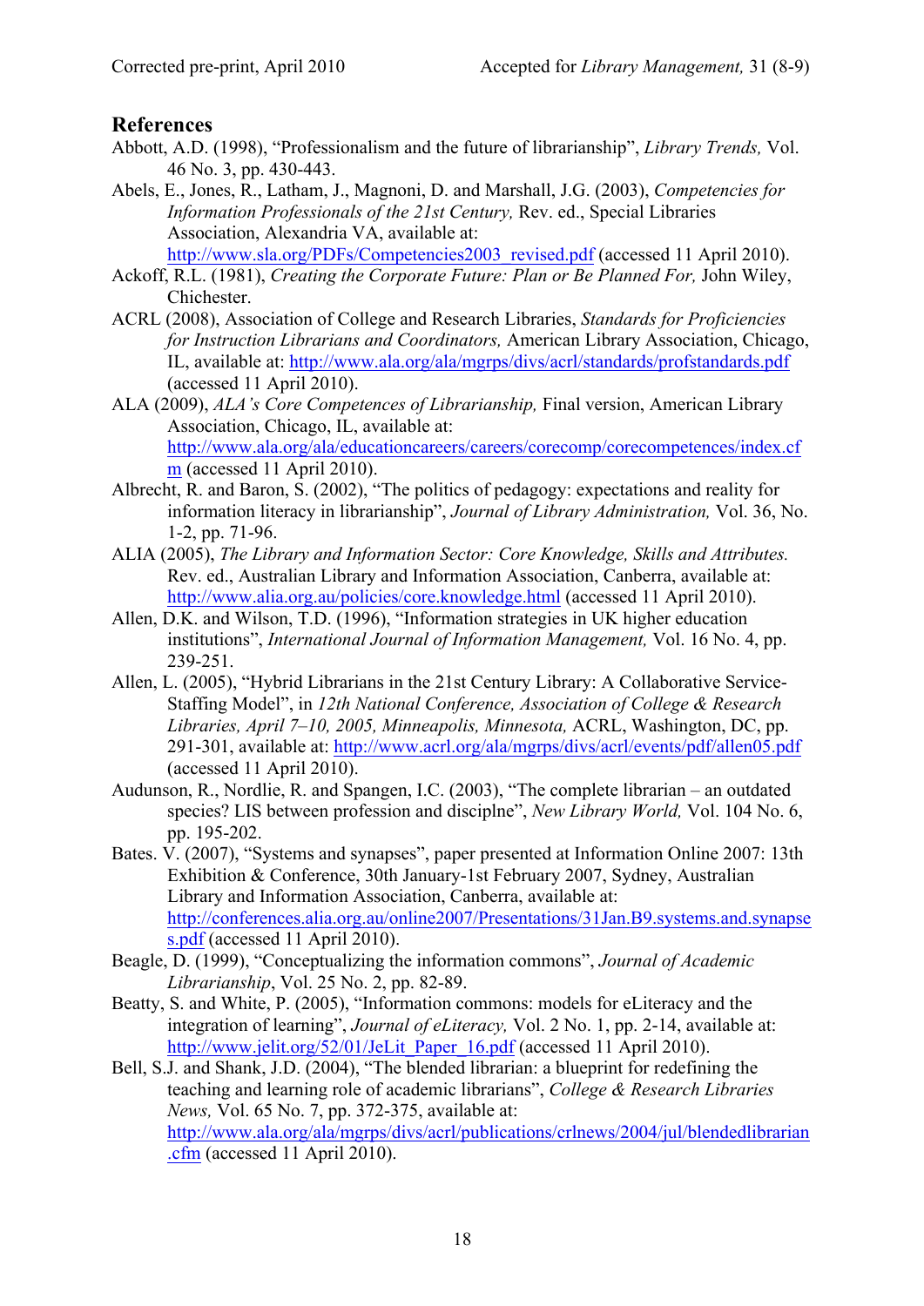## References

Abbott, A.D. (1998), "Professionalism and the future of librarianship", *Library Trends,* Vol. 46 No. 3, pp. 430-443.

Abels, E., Jones, R., Latham, J., Magnoni, D. and Marshall, J.G. (2003), *Competencies for Information Professionals of the 21st Century,* Rev. ed., Special Libraries Association, Alexandria VA, available at: http://www.sla.org/PDFs/Competencies2003_revised.pdf (accessed 11 April 2010).

Ackoff, R.L. (1981), *Creating the Corporate Future: Plan or Be Planned For,* John Wiley, Chichester.

ACRL (2008), Association of College and Research Libraries, *Standards for Proficiencies for Instruction Librarians and Coordinators,* American Library Association, Chicago, IL, available at: http://www.ala.org/ala/mgrps/divs/acrl/standards/profstandards.pdf (accessed 11 April 2010).

ALA (2009), *ALA's Core Competences of Librarianship,* Final version, American Library Association, Chicago, IL, available at: http://www.ala.org/ala/educationcareers/careers/corecomp/corecompetences/index.cfm (accessed 11 April 2010).

Albrecht, R. and Baron, S. (2002), "The politics of pedagogy: expectations and reality for information literacy in librarianship", *Journal of Library Administration,* Vol. 36, No. 1-2, pp. 71-96.

ALIA (2005), *The Library and Information Sector: Core Knowledge, Skills and Attributes.* Rev. ed., Australian Library and Information Association, Canberra, available at: http://www.alia.org.au/policies/core.knowledge.html (accessed 11 April 2010).

Allen, D.K. and Wilson, T.D. (1996), "Information strategies in UK higher education institutions", *International Journal of Information Management,* Vol. 16 No. 4, pp. 239-251.

Allen, L. (2005), "Hybrid Librarians in the 21st Century Library: A Collaborative Service-Staffing Model", in *12th National Conference, Association of College & Research Libraries, April 7–10, 2005, Minneapolis, Minnesota,* ACRL, Washington, DC, pp. 291-301, available at: http://www.acrl.org/ala/mgrps/divs/acrl/events/pdf/allen05.pdf (accessed 11 April 2010).

Audunson, R., Nordlie, R. and Spangen, I.C. (2003), "The complete librarian – an outdated species? LIS between profession and disciplne", *New Library World,* Vol. 104 No. 6, pp. 195-202.

Bates. V. (2007), "Systems and synapses", paper presented at Information Online 2007: 13th Exhibition & Conference, 30th January-1st February 2007, Sydney, Australian Library and Information Association, Canberra, available at: http://conferences.alia.org.au/online2007/Presentations/31Jan.B9.systems.and.synapses.pdf (accessed 11 April 2010).

Beagle, D. (1999), "Conceptualizing the information commons", *Journal of Academic Librarianship*, Vol. 25 No. 2, pp. 82-89.

Beatty, S. and White, P. (2005), "Information commons: models for eLiteracy and the integration of learning", *Journal of eLiteracy,* Vol. 2 No. 1, pp. 2-14, available at: http://www.jelit.org/52/01/JeLit_Paper_16.pdf (accessed 11 April 2010).

Bell, S.J. and Shank, J.D. (2004), "The blended librarian: a blueprint for redefining the teaching and learning role of academic librarians", *College & Research Libraries News,* Vol. 65 No. 7, pp. 372-375, available at: http://www.ala.org/ala/mgrps/divs/acrl/publications/crlnews/2004/jul/blendedlibrarian.cfm (accessed 11 April 2010).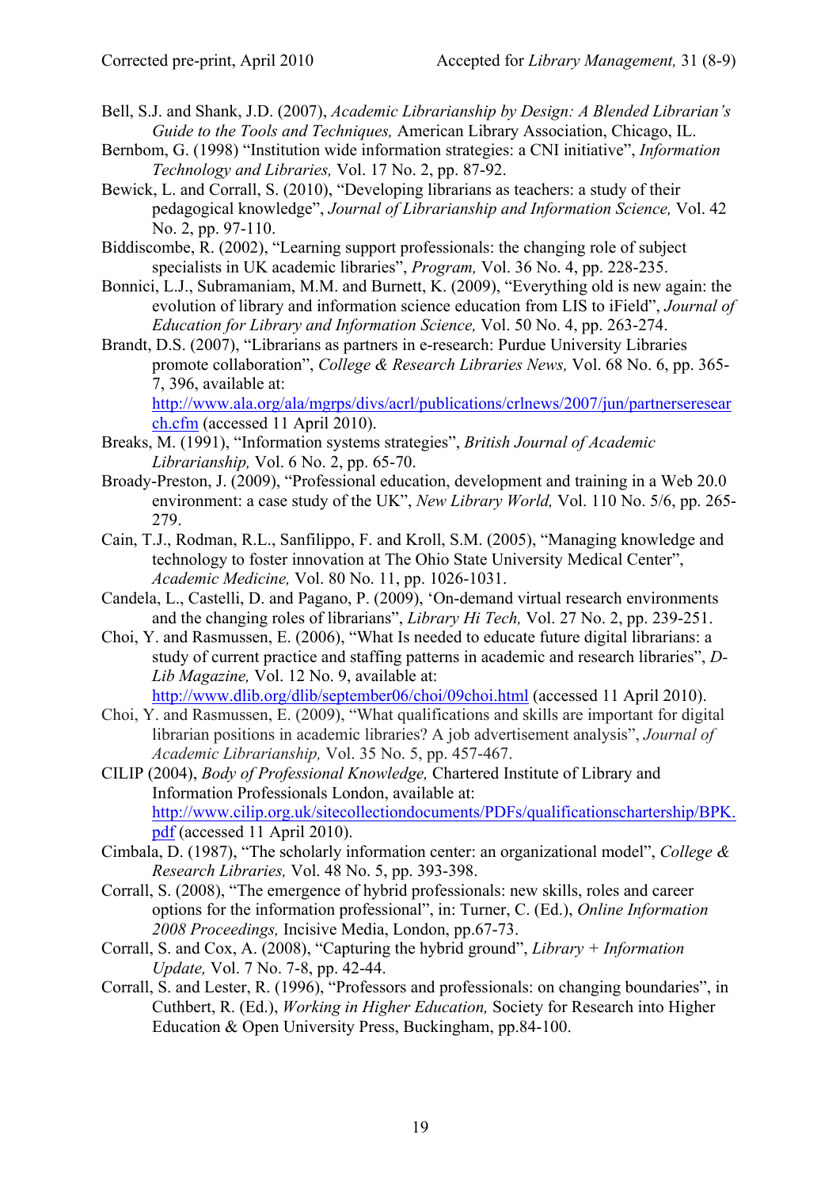Bell, S.J. and Shank, J.D. (2007), *Academic Librarianship by Design: A Blended Librarian's Guide to the Tools and Techniques,* American Library Association, Chicago, IL.

Bernbom, G. (1998) "Institution wide information strategies: a CNI initiative", *Information Technology and Libraries,* Vol. 17 No. 2, pp. 87-92.

Bewick, L. and Corrall, S. (2010), "Developing librarians as teachers: a study of their pedagogical knowledge", *Journal of Librarianship and Information Science,* Vol. 42 No. 2, pp. 97-110.

Biddiscombe, R. (2002), "Learning support professionals: the changing role of subject specialists in UK academic libraries", *Program,* Vol. 36 No. 4, pp. 228-235.

Bonnici, L.J., Subramaniam, M.M. and Burnett, K. (2009), "Everything old is new again: the evolution of library and information science education from LIS to iField", *Journal of Education for Library and Information Science,* Vol. 50 No. 4, pp. 263-274.

Brandt, D.S. (2007), "Librarians as partners in e-research: Purdue University Libraries promote collaboration", *College & Research Libraries News,* Vol. 68 No. 6, pp. 365-7, 396, available at: http://www.ala.org/ala/mgrps/divs/acrl/publications/crlnews/2007/jun/partnerseresearch.cfm (accessed 11 April 2010).

Breaks, M. (1991), "Information systems strategies", *British Journal of Academic Librarianship,* Vol. 6 No. 2, pp. 65-70.

Broady-Preston, J. (2009), "Professional education, development and training in a Web 20.0 environment: a case study of the UK", *New Library World,* Vol. 110 No. 5/6, pp. 265-279.

Cain, T.J., Rodman, R.L., Sanfilippo, F. and Kroll, S.M. (2005), "Managing knowledge and technology to foster innovation at The Ohio State University Medical Center", *Academic Medicine,* Vol. 80 No. 11, pp. 1026-1031.

Candela, L., Castelli, D. and Pagano, P. (2009), 'On-demand virtual research environments and the changing roles of librarians", *Library Hi Tech,* Vol. 27 No. 2, pp. 239-251.

Choi, Y. and Rasmussen, E. (2006), "What Is needed to educate future digital librarians: a study of current practice and staffing patterns in academic and research libraries", *D-Lib Magazine,* Vol. 12 No. 9, available at: http://www.dlib.org/dlib/september06/choi/09choi.html (accessed 11 April 2010).

Choi, Y. and Rasmussen, E. (2009), "What qualifications and skills are important for digital librarian positions in academic libraries? A job advertisement analysis", *Journal of Academic Librarianship,* Vol. 35 No. 5, pp. 457-467.

CILIP (2004), *Body of Professional Knowledge,* Chartered Institute of Library and Information Professionals London, available at: http://www.cilip.org.uk/sitecollectiondocuments/PDFs/qualificationschartership/BPK.pdf (accessed 11 April 2010).

Cimbala, D. (1987), "The scholarly information center: an organizational model", *College & Research Libraries,* Vol. 48 No. 5, pp. 393-398.

Corrall, S. (2008), "The emergence of hybrid professionals: new skills, roles and career options for the information professional", in: Turner, C. (Ed.), *Online Information 2008 Proceedings,* Incisive Media, London, pp.67-73.

Corrall, S. and Cox, A. (2008), "Capturing the hybrid ground", *Library + Information Update,* Vol. 7 No. 7-8, pp. 42-44.

Corrall, S. and Lester, R. (1996), "Professors and professionals: on changing boundaries", in Cuthbert, R. (Ed.), *Working in Higher Education,* Society for Research into Higher Education & Open University Press, Buckingham, pp.84-100.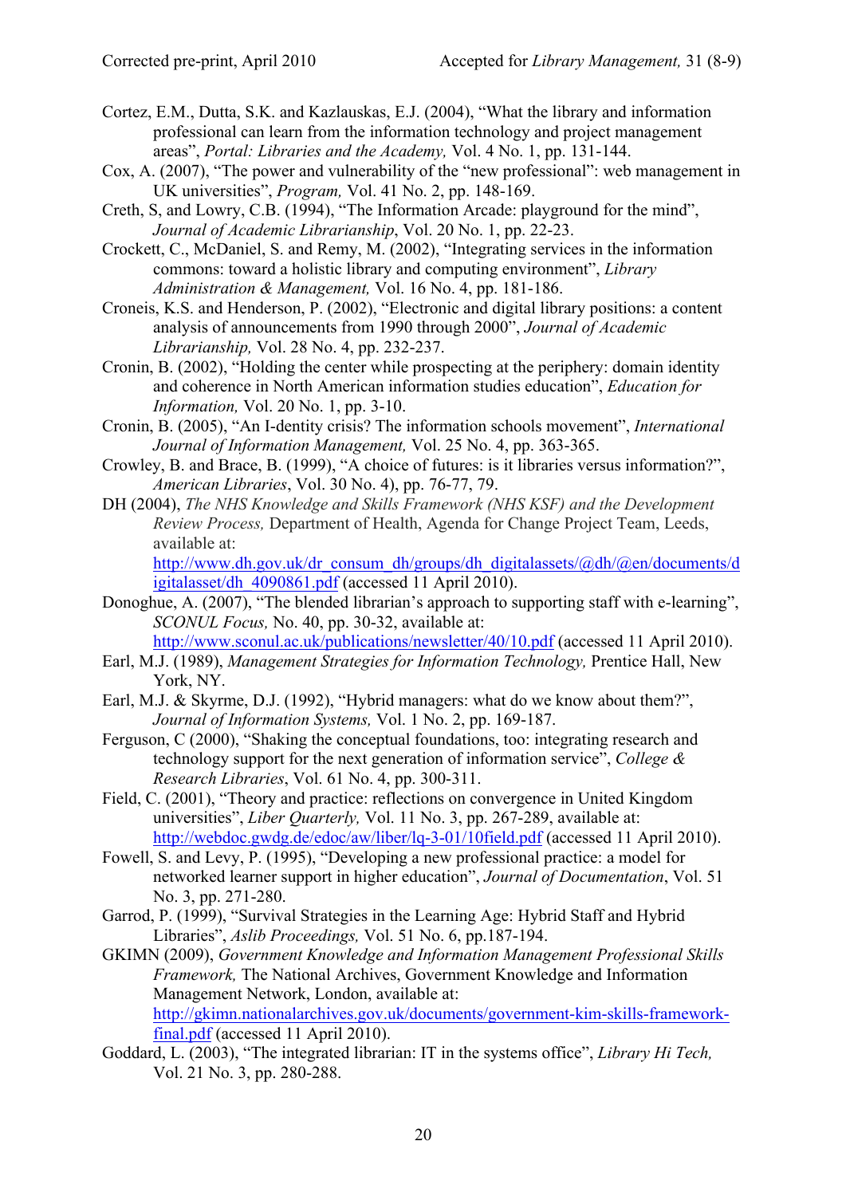Cortez, E.M., Dutta, S.K. and Kazlauskas, E.J. (2004), "What the library and information professional can learn from the information technology and project management areas", *Portal: Libraries and the Academy,* Vol. 4 No. 1, pp. 131-144.

Cox, A. (2007), "The power and vulnerability of the "new professional": web management in UK universities", *Program,* Vol. 41 No. 2, pp. 148-169.

Creth, S, and Lowry, C.B. (1994), "The Information Arcade: playground for the mind", *Journal of Academic Librarianship*, Vol. 20 No. 1, pp. 22-23.

Crockett, C., McDaniel, S. and Remy, M. (2002), "Integrating services in the information commons: toward a holistic library and computing environment", *Library Administration & Management,* Vol. 16 No. 4, pp. 181-186.

Croneis, K.S. and Henderson, P. (2002), "Electronic and digital library positions: a content analysis of announcements from 1990 through 2000", *Journal of Academic Librarianship,* Vol. 28 No. 4, pp. 232-237.

Cronin, B. (2002), "Holding the center while prospecting at the periphery: domain identity and coherence in North American information studies education", *Education for Information,* Vol. 20 No. 1, pp. 3-10.

Cronin, B. (2005), "An I-dentity crisis? The information schools movement", *International Journal of Information Management,* Vol. 25 No. 4, pp. 363-365.

Crowley, B. and Brace, B. (1999), "A choice of futures: is it libraries versus information?", *American Libraries*, Vol. 30 No. 4), pp. 76-77, 79.

DH (2004), *The NHS Knowledge and Skills Framework (NHS KSF) and the Development Review Process,* Department of Health, Agenda for Change Project Team, Leeds, available at: http://www.dh.gov.uk/dr_consum_dh/groups/dh_digitalassets/@dh/@en/documents/digitalasset/dh_4090861.pdf (accessed 11 April 2010).

Donoghue, A. (2007), "The blended librarian's approach to supporting staff with e-learning", *SCONUL Focus,* No. 40, pp. 30-32, available at: http://www.sconul.ac.uk/publications/newsletter/40/10.pdf (accessed 11 April 2010).

Earl, M.J. (1989), *Management Strategies for Information Technology,* Prentice Hall, New York, NY.

Earl, M.J. & Skyrme, D.J. (1992), "Hybrid managers: what do we know about them?", *Journal of Information Systems,* Vol. 1 No. 2, pp. 169-187.

Ferguson, C (2000), "Shaking the conceptual foundations, too: integrating research and technology support for the next generation of information service", *College & Research Libraries*, Vol. 61 No. 4, pp. 300-311.

Field, C. (2001), "Theory and practice: reflections on convergence in United Kingdom universities", *Liber Quarterly,* Vol. 11 No. 3, pp. 267-289, available at: http://webdoc.gwdg.de/edoc/aw/liber/lq-3-01/10field.pdf (accessed 11 April 2010).

Fowell, S. and Levy, P. (1995), "Developing a new professional practice: a model for networked learner support in higher education", *Journal of Documentation*, Vol. 51 No. 3, pp. 271-280.

Garrod, P. (1999), "Survival Strategies in the Learning Age: Hybrid Staff and Hybrid Libraries", *Aslib Proceedings,* Vol. 51 No. 6, pp.187-194.

GKIMN (2009), *Government Knowledge and Information Management Professional Skills Framework,* The National Archives, Government Knowledge and Information Management Network, London, available at: http://gkimn.nationalarchives.gov.uk/documents/government-kim-skills-framework-final.pdf (accessed 11 April 2010).

Goddard, L. (2003), "The integrated librarian: IT in the systems office", *Library Hi Tech,* Vol. 21 No. 3, pp. 280-288.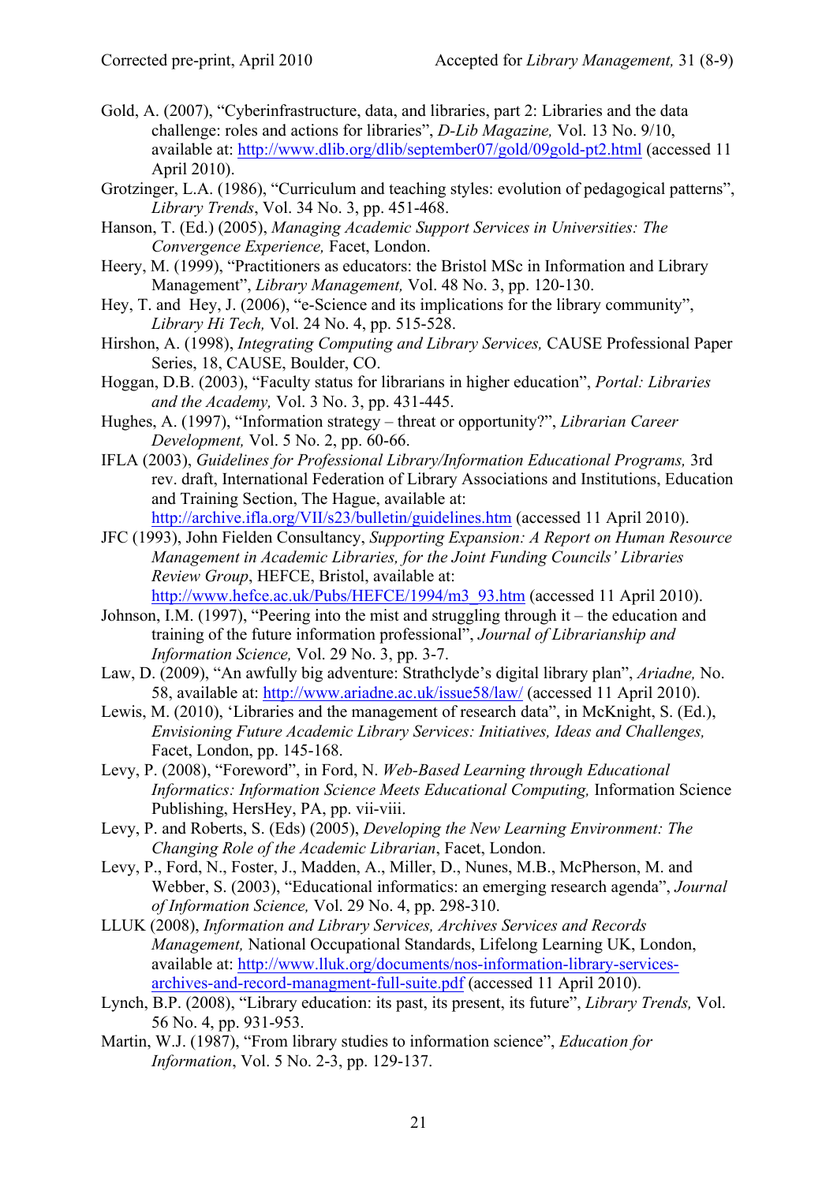Gold, A. (2007), "Cyberinfrastructure, data, and libraries, part 2: Libraries and the data challenge: roles and actions for libraries", *D-Lib Magazine,* Vol. 13 No. 9/10, available at: http://www.dlib.org/dlib/september07/gold/09gold-pt2.html (accessed 11 April 2010).

Grotzinger, L.A. (1986), "Curriculum and teaching styles: evolution of pedagogical patterns", *Library Trends*, Vol. 34 No. 3, pp. 451-468.

Hanson, T. (Ed.) (2005), *Managing Academic Support Services in Universities: The Convergence Experience,* Facet, London.

Heery, M. (1999), "Practitioners as educators: the Bristol MSc in Information and Library Management", *Library Management,* Vol. 48 No. 3, pp. 120-130.

Hey, T. and Hey, J. (2006), "e-Science and its implications for the library community", *Library Hi Tech,* Vol. 24 No. 4, pp. 515-528.

Hirshon, A. (1998), *Integrating Computing and Library Services,* CAUSE Professional Paper Series, 18, CAUSE, Boulder, CO.

Hoggan, D.B. (2003), "Faculty status for librarians in higher education", *Portal: Libraries and the Academy,* Vol. 3 No. 3, pp. 431-445.

Hughes, A. (1997), "Information strategy – threat or opportunity?", *Librarian Career Development,* Vol. 5 No. 2, pp. 60-66.

IFLA (2003), *Guidelines for Professional Library/Information Educational Programs,* 3rd rev. draft, International Federation of Library Associations and Institutions, Education and Training Section, The Hague, available at: http://archive.ifla.org/VII/s23/bulletin/guidelines.htm (accessed 11 April 2010).

JFC (1993), John Fielden Consultancy, *Supporting Expansion: A Report on Human Resource Management in Academic Libraries, for the Joint Funding Councils' Libraries Review Group*, HEFCE, Bristol, available at: http://www.hefce.ac.uk/Pubs/HEFCE/1994/m3_93.htm (accessed 11 April 2010).

Johnson, I.M. (1997), "Peering into the mist and struggling through it – the education and training of the future information professional", *Journal of Librarianship and Information Science,* Vol. 29 No. 3, pp. 3-7.

Law, D. (2009), "An awfully big adventure: Strathclyde's digital library plan", *Ariadne,* No. 58, available at: http://www.ariadne.ac.uk/issue58/law/ (accessed 11 April 2010).

Lewis, M. (2010), 'Libraries and the management of research data", in McKnight, S. (Ed.), *Envisioning Future Academic Library Services: Initiatives, Ideas and Challenges,* Facet, London, pp. 145-168.

Levy, P. (2008), "Foreword", in Ford, N. *Web-Based Learning through Educational Informatics: Information Science Meets Educational Computing,* Information Science Publishing, HersHey, PA, pp. vii-viii.

Levy, P. and Roberts, S. (Eds) (2005), *Developing the New Learning Environment: The Changing Role of the Academic Librarian*, Facet, London.

Levy, P., Ford, N., Foster, J., Madden, A., Miller, D., Nunes, M.B., McPherson, M. and Webber, S. (2003), "Educational informatics: an emerging research agenda", *Journal of Information Science,* Vol. 29 No. 4, pp. 298-310.

LLUK (2008), *Information and Library Services, Archives Services and Records Management,* National Occupational Standards, Lifelong Learning UK, London, available at: http://www.lluk.org/documents/nos-information-library-services-archives-and-record-managment-full-suite.pdf (accessed 11 April 2010).

Lynch, B.P. (2008), "Library education: its past, its present, its future", *Library Trends,* Vol. 56 No. 4, pp. 931-953.

Martin, W.J. (1987), "From library studies to information science", *Education for Information*, Vol. 5 No. 2-3, pp. 129-137.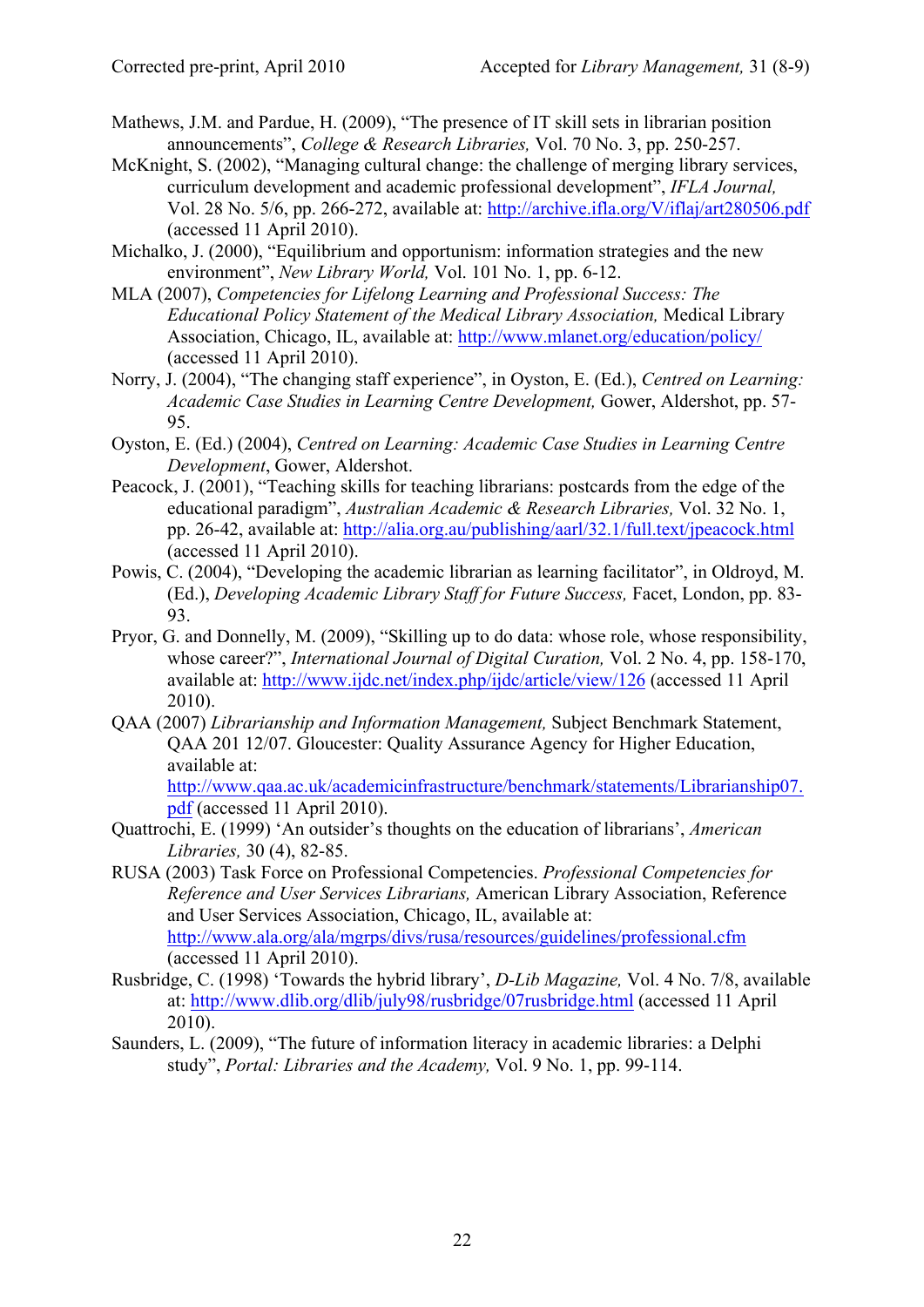Mathews, J.M. and Pardue, H. (2009), "The presence of IT skill sets in librarian position announcements", *College & Research Libraries,* Vol. 70 No. 3, pp. 250-257.

McKnight, S. (2002), "Managing cultural change: the challenge of merging library services, curriculum development and academic professional development", *IFLA Journal,* Vol. 28 No. 5/6, pp. 266-272, available at: http://archive.ifla.org/V/iflaj/art280506.pdf (accessed 11 April 2010).

Michalko, J. (2000), "Equilibrium and opportunism: information strategies and the new environment", *New Library World,* Vol. 101 No. 1, pp. 6-12.

MLA (2007), *Competencies for Lifelong Learning and Professional Success: The Educational Policy Statement of the Medical Library Association,* Medical Library Association, Chicago, IL, available at: http://www.mlanet.org/education/policy/ (accessed 11 April 2010).

Norry, J. (2004), "The changing staff experience", in Oyston, E. (Ed.), *Centred on Learning: Academic Case Studies in Learning Centre Development,* Gower, Aldershot, pp. 57-95.

Oyston, E. (Ed.) (2004), *Centred on Learning: Academic Case Studies in Learning Centre Development*, Gower, Aldershot.

Peacock, J. (2001), "Teaching skills for teaching librarians: postcards from the edge of the educational paradigm", *Australian Academic & Research Libraries,* Vol. 32 No. 1, pp. 26-42, available at: http://alia.org.au/publishing/aarl/32.1/full.text/jpeacock.html (accessed 11 April 2010).

Powis, C. (2004), "Developing the academic librarian as learning facilitator", in Oldroyd, M. (Ed.), *Developing Academic Library Staff for Future Success,* Facet, London, pp. 83-93.

Pryor, G. and Donnelly, M. (2009), "Skilling up to do data: whose role, whose responsibility, whose career?", *International Journal of Digital Curation,* Vol. 2 No. 4, pp. 158-170, available at: http://www.ijdc.net/index.php/ijdc/article/view/126 (accessed 11 April 2010).

QAA (2007) *Librarianship and Information Management,* Subject Benchmark Statement, QAA 201 12/07. Gloucester: Quality Assurance Agency for Higher Education, available at: http://www.qaa.ac.uk/academicinfrastructure/benchmark/statements/Librarianship07.pdf (accessed 11 April 2010).

Quattrochi, E. (1999) 'An outsider's thoughts on the education of librarians', *American Libraries,* 30 (4), 82-85.

RUSA (2003) Task Force on Professional Competencies. *Professional Competencies for Reference and User Services Librarians,* American Library Association, Reference and User Services Association, Chicago, IL, available at: http://www.ala.org/ala/mgrps/divs/rusa/resources/guidelines/professional.cfm (accessed 11 April 2010).

Rusbridge, C. (1998) 'Towards the hybrid library', *D-Lib Magazine,* Vol. 4 No. 7/8, available at: http://www.dlib.org/dlib/july98/rusbridge/07rusbridge.html (accessed 11 April 2010).

Saunders, L. (2009), "The future of information literacy in academic libraries: a Delphi study", *Portal: Libraries and the Academy,* Vol. 9 No. 1, pp. 99-114.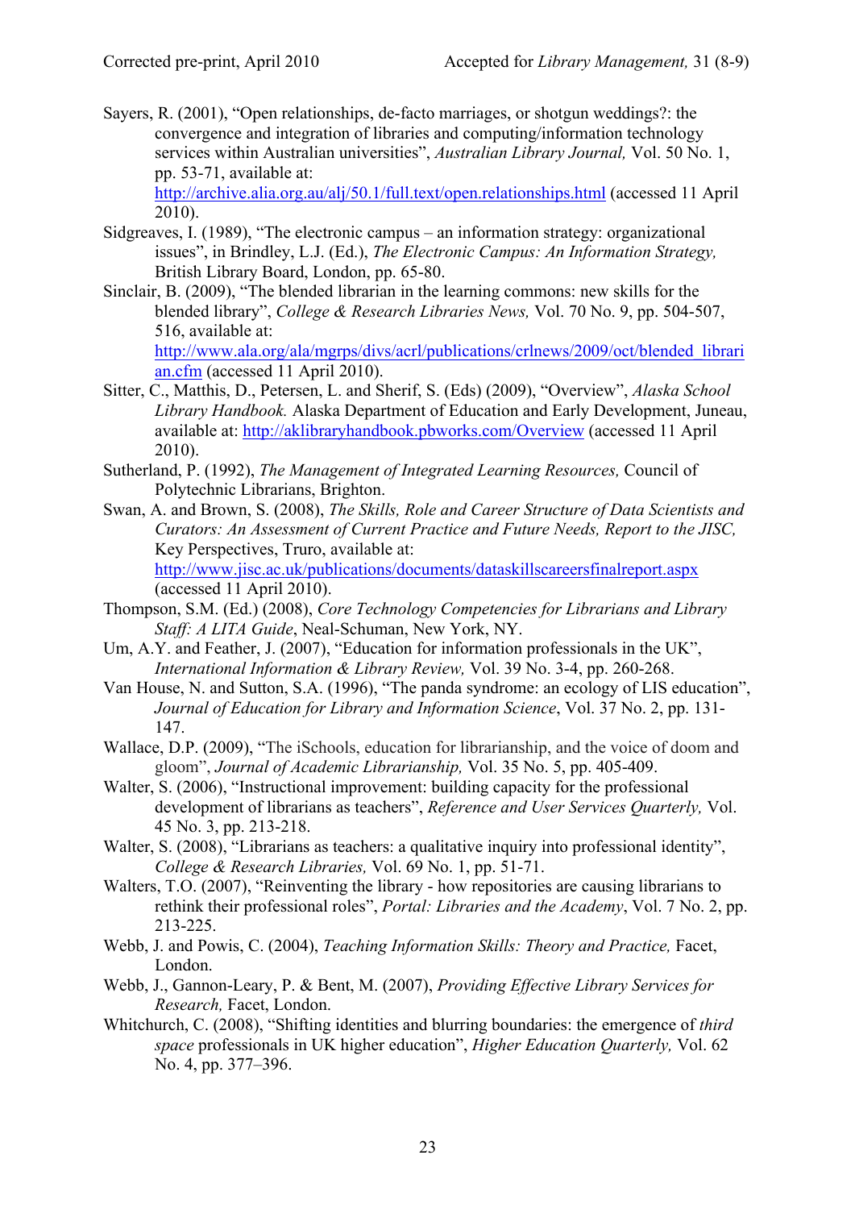Sayers, R. (2001), "Open relationships, de-facto marriages, or shotgun weddings?: the convergence and integration of libraries and computing/information technology services within Australian universities", *Australian Library Journal,* Vol. 50 No. 1, pp. 53-71, available at: http://archive.alia.org.au/alj/50.1/full.text/open.relationships.html (accessed 11 April 2010).

Sidgreaves, I. (1989), "The electronic campus – an information strategy: organizational issues", in Brindley, L.J. (Ed.), *The Electronic Campus: An Information Strategy,* British Library Board, London, pp. 65-80.

Sinclair, B. (2009), "The blended librarian in the learning commons: new skills for the blended library", *College & Research Libraries News,* Vol. 70 No. 9, pp. 504-507, 516, available at: http://www.ala.org/ala/mgrps/divs/acrl/publications/crlnews/2009/oct/blended_librarian.cfm (accessed 11 April 2010).

Sitter, C., Matthis, D., Petersen, L. and Sherif, S. (Eds) (2009), "Overview", *Alaska School Library Handbook.* Alaska Department of Education and Early Development, Juneau, available at: http://aklibraryhandbook.pbworks.com/Overview (accessed 11 April 2010).

Sutherland, P. (1992), *The Management of Integrated Learning Resources,* Council of Polytechnic Librarians, Brighton.

Swan, A. and Brown, S. (2008), *The Skills, Role and Career Structure of Data Scientists and Curators: An Assessment of Current Practice and Future Needs, Report to the JISC,* Key Perspectives, Truro, available at: http://www.jisc.ac.uk/publications/documents/dataskillscareersfinalreport.aspx (accessed 11 April 2010).

Thompson, S.M. (Ed.) (2008), *Core Technology Competencies for Librarians and Library Staff: A LITA Guide*, Neal-Schuman, New York, NY.

Um, A.Y. and Feather, J. (2007), "Education for information professionals in the UK", *International Information & Library Review,* Vol. 39 No. 3-4, pp. 260-268.

Van House, N. and Sutton, S.A. (1996), "The panda syndrome: an ecology of LIS education", *Journal of Education for Library and Information Science*, Vol. 37 No. 2, pp. 131-147.

Wallace, D.P. (2009), "The iSchools, education for librarianship, and the voice of doom and gloom", *Journal of Academic Librarianship,* Vol. 35 No. 5, pp. 405-409.

Walter, S. (2006), "Instructional improvement: building capacity for the professional development of librarians as teachers", *Reference and User Services Quarterly,* Vol. 45 No. 3, pp. 213-218.

Walter, S. (2008), "Librarians as teachers: a qualitative inquiry into professional identity", *College & Research Libraries,* Vol. 69 No. 1, pp. 51-71.

Walters, T.O. (2007), "Reinventing the library - how repositories are causing librarians to rethink their professional roles", *Portal: Libraries and the Academy*, Vol. 7 No. 2, pp. 213-225.

Webb, J. and Powis, C. (2004), *Teaching Information Skills: Theory and Practice,* Facet, London.

Webb, J., Gannon-Leary, P. & Bent, M. (2007), *Providing Effective Library Services for Research,* Facet, London.

Whitchurch, C. (2008), "Shifting identities and blurring boundaries: the emergence of *third space* professionals in UK higher education", *Higher Education Quarterly,* Vol. 62 No. 4, pp. 377–396.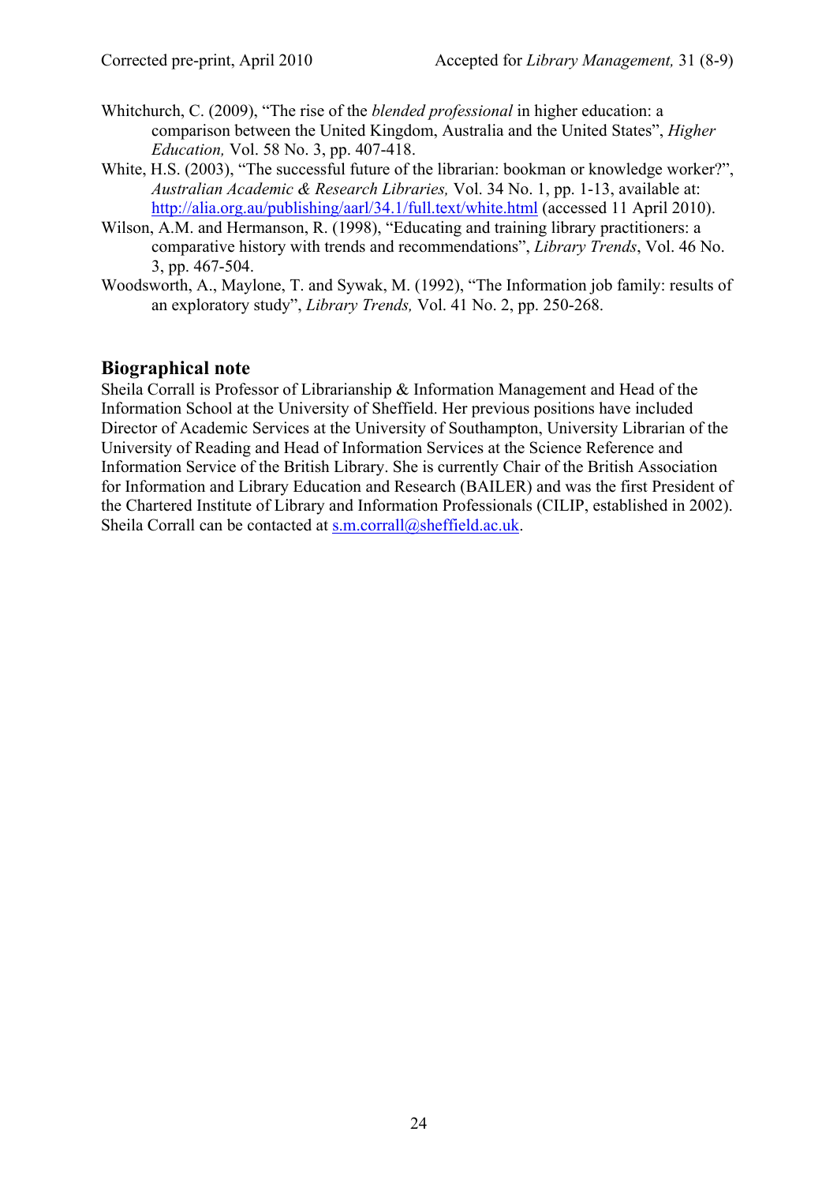Whitchurch, C. (2009), "The rise of the *blended professional* in higher education: a comparison between the United Kingdom, Australia and the United States", *Higher Education,* Vol. 58 No. 3, pp. 407-418.

White, H.S. (2003), "The successful future of the librarian: bookman or knowledge worker?", *Australian Academic & Research Libraries,* Vol. 34 No. 1, pp. 1-13, available at: http://alia.org.au/publishing/aarl/34.1/full.text/white.html (accessed 11 April 2010).

Wilson, A.M. and Hermanson, R. (1998), "Educating and training library practitioners: a comparative history with trends and recommendations", *Library Trends*, Vol. 46 No. 3, pp. 467-504.

Woodsworth, A., Maylone, T. and Sywak, M. (1992), "The Information job family: results of an exploratory study", *Library Trends,* Vol. 41 No. 2, pp. 250-268.

## Biographical note

Sheila Corrall is Professor of Librarianship & Information Management and Head of the Information School at the University of Sheffield. Her previous positions have included Director of Academic Services at the University of Southampton, University Librarian of the University of Reading and Head of Information Services at the Science Reference and Information Service of the British Library. She is currently Chair of the British Association for Information and Library Education and Research (BAILER) and was the first President of the Chartered Institute of Library and Information Professionals (CILIP, established in 2002). Sheila Corrall can be contacted at s.m.corrall@sheffield.ac.uk.